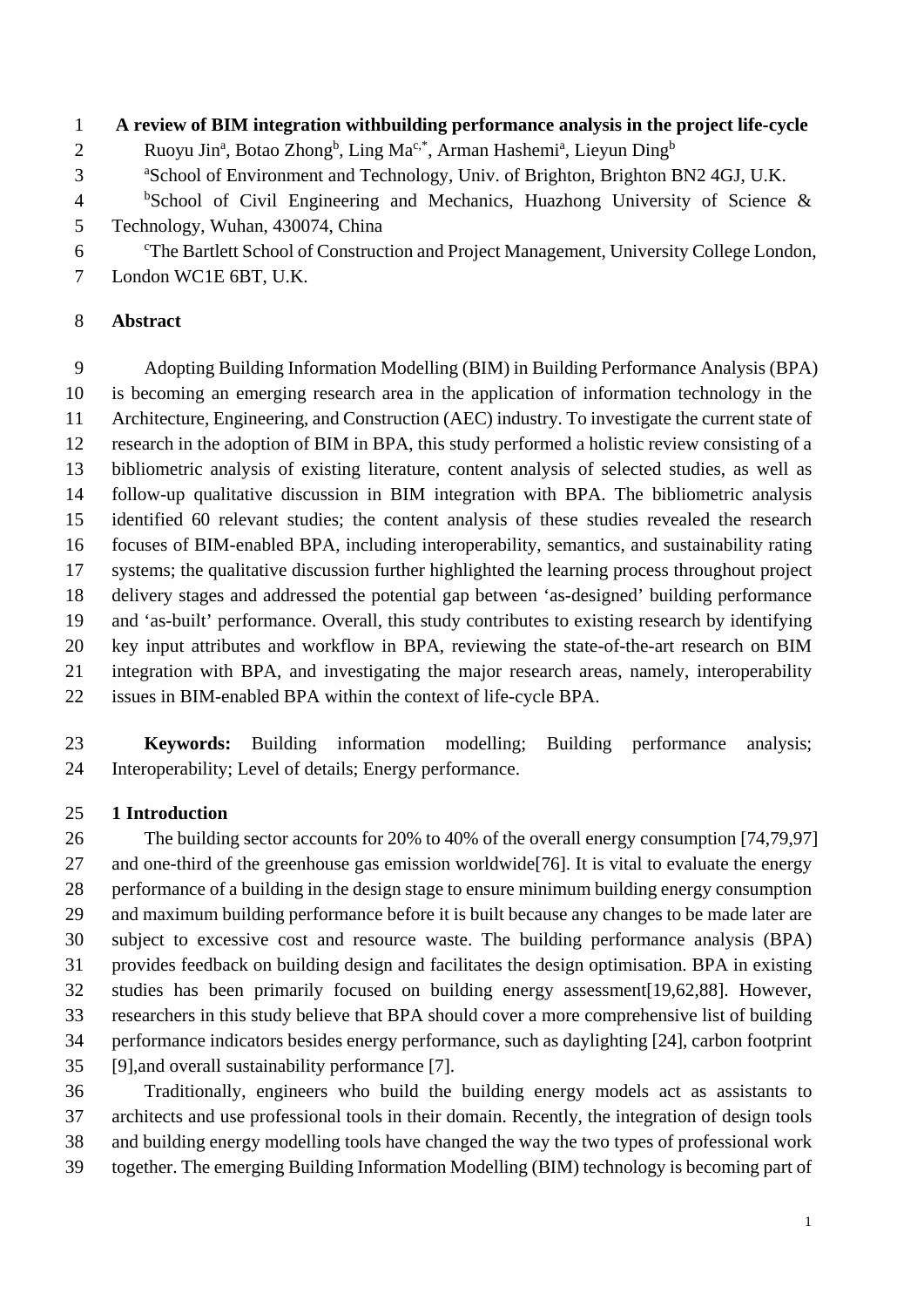# A review of BIM integration withbuilding performance analysis in the project life-cycle

Ruoyu Jin[a], Botao Zhong[b], Ling Ma[c,*], Arman Hashemi[a], Lieyun Ding[b]

[a]School of Environment and Technology, Univ. of Brighton, Brighton BN2 4GJ, U.K.

[b]School of Civil Engineering and Mechanics, Huazhong University of Science & Technology, Wuhan, 430074, China

[c]The Bartlett School of Construction and Project Management, University College London, London WC1E 6BT, U.K.

## Abstract

Adopting Building Information Modelling (BIM) in Building Performance Analysis (BPA) is becoming an emerging research area in the application of information technology in the Architecture, Engineering, and Construction (AEC) industry. To investigate the current state of research in the adoption of BIM in BPA, this study performed a holistic review consisting of a bibliometric analysis of existing literature, content analysis of selected studies, as well as follow-up qualitative discussion in BIM integration with BPA. The bibliometric analysis identified 60 relevant studies; the content analysis of these studies revealed the research focuses of BIM-enabled BPA, including interoperability, semantics, and sustainability rating systems; the qualitative discussion further highlighted the learning process throughout project delivery stages and addressed the potential gap between 'as-designed' building performance and 'as-built' performance. Overall, this study contributes to existing research by identifying key input attributes and workflow in BPA, reviewing the state-of-the-art research on BIM integration with BPA, and investigating the major research areas, namely, interoperability issues in BIM-enabled BPA within the context of life-cycle BPA.

**Keywords:** Building information modelling; Building performance analysis; Interoperability; Level of details; Energy performance.

## 1 Introduction

The building sector accounts for 20% to 40% of the overall energy consumption [74,79,97] and one-third of the greenhouse gas emission worldwide[76]. It is vital to evaluate the energy performance of a building in the design stage to ensure minimum building energy consumption and maximum building performance before it is built because any changes to be made later are subject to excessive cost and resource waste. The building performance analysis (BPA) provides feedback on building design and facilitates the design optimisation. BPA in existing studies has been primarily focused on building energy assessment[19,62,88]. However, researchers in this study believe that BPA should cover a more comprehensive list of building performance indicators besides energy performance, such as daylighting [24], carbon footprint [9],and overall sustainability performance [7].

Traditionally, engineers who build the building energy models act as assistants to architects and use professional tools in their domain. Recently, the integration of design tools and building energy modelling tools have changed the way the two types of professional work together. The emerging Building Information Modelling (BIM) technology is becoming part of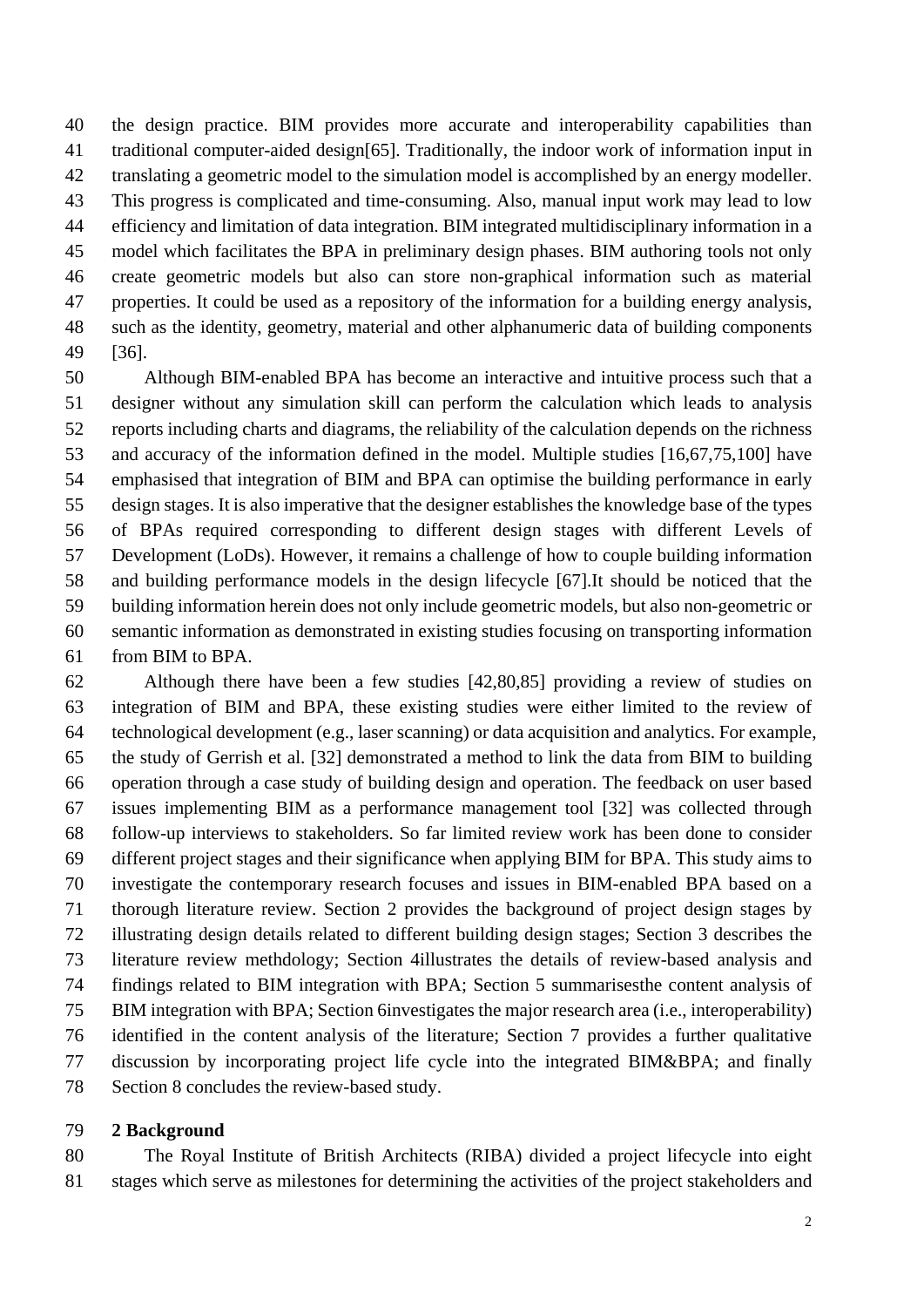the design practice. BIM provides more accurate and interoperability capabilities than traditional computer-aided design[65]. Traditionally, the indoor work of information input in translating a geometric model to the simulation model is accomplished by an energy modeller. This progress is complicated and time-consuming. Also, manual input work may lead to low efficiency and limitation of data integration. BIM integrated multidisciplinary information in a model which facilitates the BPA in preliminary design phases. BIM authoring tools not only create geometric models but also can store non-graphical information such as material properties. It could be used as a repository of the information for a building energy analysis, such as the identity, geometry, material and other alphanumeric data of building components [36].

Although BIM-enabled BPA has become an interactive and intuitive process such that a designer without any simulation skill can perform the calculation which leads to analysis reports including charts and diagrams, the reliability of the calculation depends on the richness and accuracy of the information defined in the model. Multiple studies [16,67,75,100] have emphasised that integration of BIM and BPA can optimise the building performance in early design stages. It is also imperative that the designer establishes the knowledge base of the types of BPAs required corresponding to different design stages with different Levels of Development (LoDs). However, it remains a challenge of how to couple building information and building performance models in the design lifecycle [67].It should be noticed that the building information herein does not only include geometric models, but also non-geometric or semantic information as demonstrated in existing studies focusing on transporting information from BIM to BPA.

Although there have been a few studies [42,80,85] providing a review of studies on integration of BIM and BPA, these existing studies were either limited to the review of technological development (e.g., laser scanning) or data acquisition and analytics. For example, the study of Gerrish et al. [32] demonstrated a method to link the data from BIM to building operation through a case study of building design and operation. The feedback on user based issues implementing BIM as a performance management tool [32] was collected through follow-up interviews to stakeholders. So far limited review work has been done to consider different project stages and their significance when applying BIM for BPA. This study aims to investigate the contemporary research focuses and issues in BIM-enabled BPA based on a thorough literature review. Section 2 provides the background of project design stages by illustrating design details related to different building design stages; Section 3 describes the literature review methdology; Section 4illustrates the details of review-based analysis and findings related to BIM integration with BPA; Section 5 summarisesthe content analysis of BIM integration with BPA; Section 6investigates the major research area (i.e., interoperability) identified in the content analysis of the literature; Section 7 provides a further qualitative discussion by incorporating project life cycle into the integrated BIM&BPA; and finally Section 8 concludes the review-based study.

## 2 Background

The Royal Institute of British Architects (RIBA) divided a project lifecycle into eight stages which serve as milestones for determining the activities of the project stakeholders and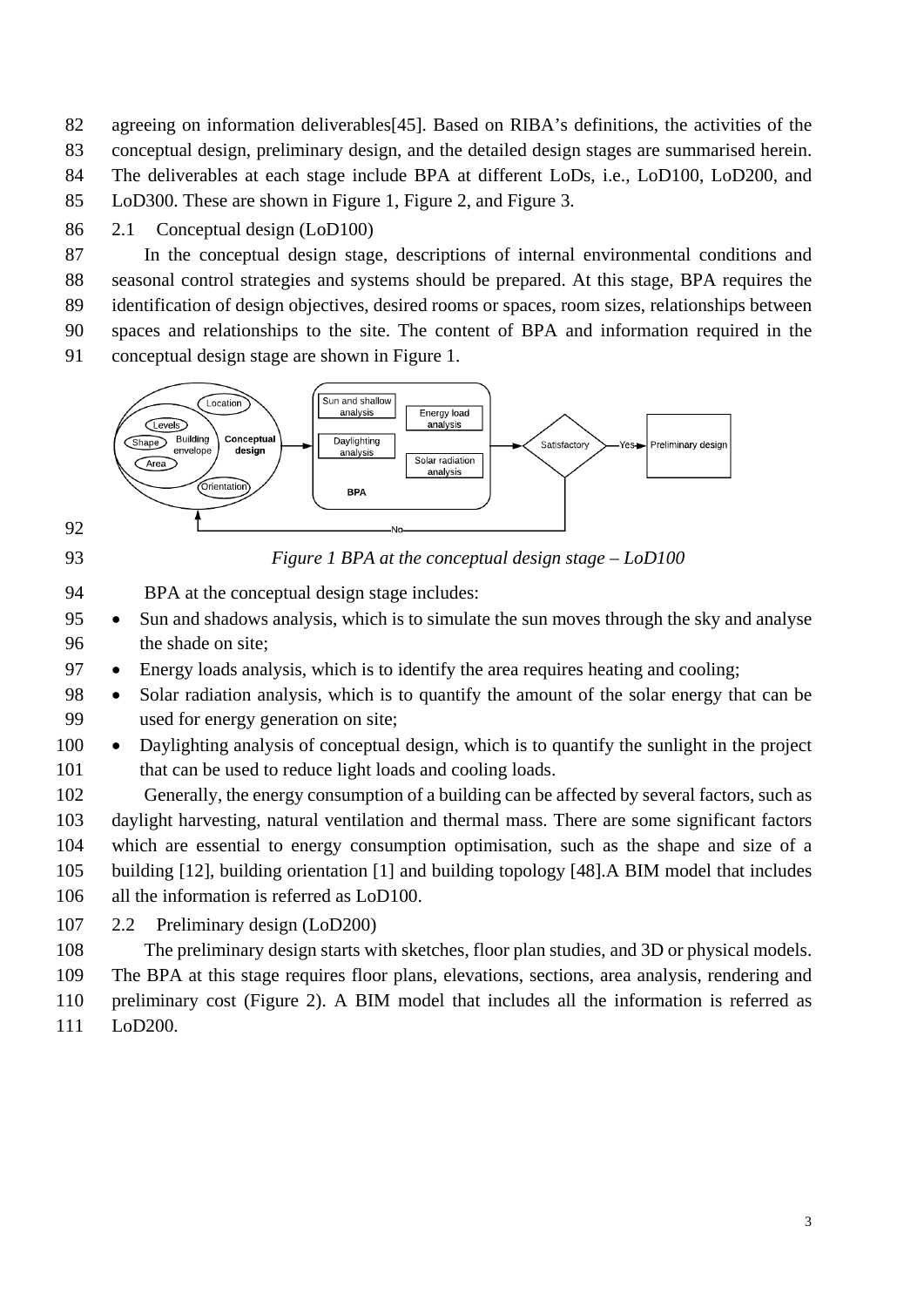agreeing on information deliverables[45]. Based on RIBA's definitions, the activities of the conceptual design, preliminary design, and the detailed design stages are summarised herein. The deliverables at each stage include BPA at different LoDs, i.e., LoD100, LoD200, and LoD300. These are shown in Figure 1, Figure 2, and Figure 3.

## 2.1 Conceptual design (LoD100)

In the conceptual design stage, descriptions of internal environmental conditions and seasonal control strategies and systems should be prepared. At this stage, BPA requires the identification of design objectives, desired rooms or spaces, room sizes, relationships between spaces and relationships to the site. The content of BPA and information required in the conceptual design stage are shown in Figure 1.

*Figure 1 BPA at the conceptual design stage – LoD100*

BPA at the conceptual design stage includes:

- Sun and shadows analysis, which is to simulate the sun moves through the sky and analyse the shade on site;
- Energy loads analysis, which is to identify the area requires heating and cooling;
- Solar radiation analysis, which is to quantify the amount of the solar energy that can be used for energy generation on site;
- Daylighting analysis of conceptual design, which is to quantify the sunlight in the project that can be used to reduce light loads and cooling loads.

Generally, the energy consumption of a building can be affected by several factors, such as daylight harvesting, natural ventilation and thermal mass. There are some significant factors which are essential to energy consumption optimisation, such as the shape and size of a building [12], building orientation [1] and building topology [48].A BIM model that includes all the information is referred as LoD100.

## 2.2 Preliminary design (LoD200)

The preliminary design starts with sketches, floor plan studies, and 3D or physical models. The BPA at this stage requires floor plans, elevations, sections, area analysis, rendering and preliminary cost (Figure 2). A BIM model that includes all the information is referred as LoD200.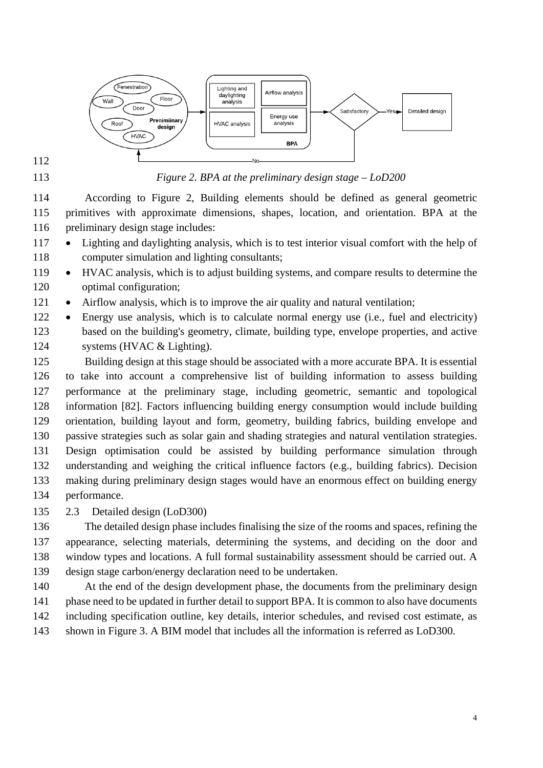*Figure 2. BPA at the preliminary design stage – LoD200*

According to Figure 2, Building elements should be defined as general geometric primitives with approximate dimensions, shapes, location, and orientation. BPA at the preliminary design stage includes:

- Lighting and daylighting analysis, which is to test interior visual comfort with the help of computer simulation and lighting consultants;
- HVAC analysis, which is to adjust building systems, and compare results to determine the optimal configuration;
- Airflow analysis, which is to improve the air quality and natural ventilation;
- Energy use analysis, which is to calculate normal energy use (i.e., fuel and electricity) based on the building's geometry, climate, building type, envelope properties, and active systems (HVAC & Lighting).

Building design at this stage should be associated with a more accurate BPA. It is essential to take into account a comprehensive list of building information to assess building performance at the preliminary stage, including geometric, semantic and topological information [82]. Factors influencing building energy consumption would include building orientation, building layout and form, geometry, building fabrics, building envelope and passive strategies such as solar gain and shading strategies and natural ventilation strategies. Design optimisation could be assisted by building performance simulation through understanding and weighing the critical influence factors (e.g., building fabrics). Decision making during preliminary design stages would have an enormous effect on building energy performance.

## 2.3 Detailed design (LoD300)

The detailed design phase includes finalising the size of the rooms and spaces, refining the appearance, selecting materials, determining the systems, and deciding on the door and window types and locations. A full formal sustainability assessment should be carried out. A design stage carbon/energy declaration need to be undertaken.

At the end of the design development phase, the documents from the preliminary design phase need to be updated in further detail to support BPA. It is common to also have documents including specification outline, key details, interior schedules, and revised cost estimate, as shown in Figure 3. A BIM model that includes all the information is referred as LoD300.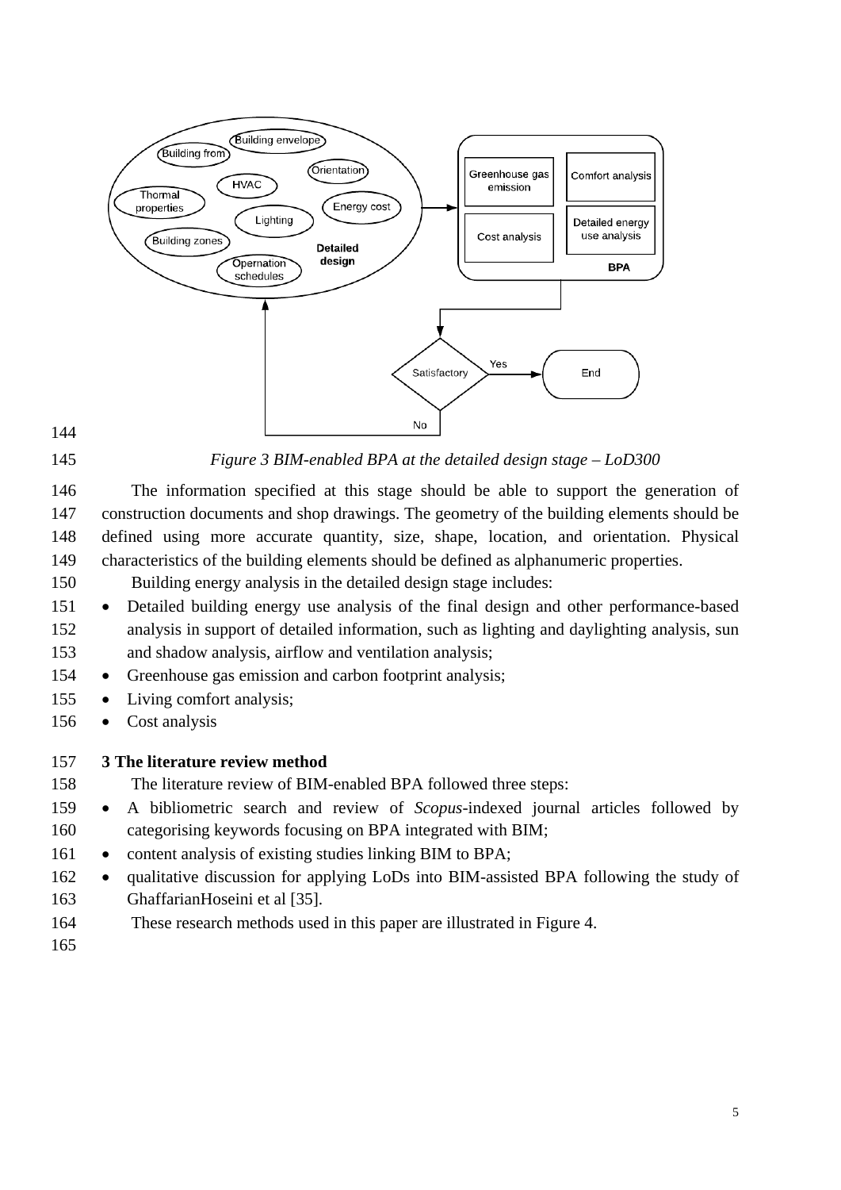*Figure 3 BIM-enabled BPA at the detailed design stage – LoD300*

The information specified at this stage should be able to support the generation of construction documents and shop drawings. The geometry of the building elements should be defined using more accurate quantity, size, shape, location, and orientation. Physical characteristics of the building elements should be defined as alphanumeric properties.

Building energy analysis in the detailed design stage includes:

- Detailed building energy use analysis of the final design and other performance-based analysis in support of detailed information, such as lighting and daylighting analysis, sun and shadow analysis, airflow and ventilation analysis;
- Greenhouse gas emission and carbon footprint analysis;
- Living comfort analysis;
- Cost analysis

## 3 The literature review method

The literature review of BIM-enabled BPA followed three steps:

- A bibliometric search and review of *Scopus*-indexed journal articles followed by categorising keywords focusing on BPA integrated with BIM;
- content analysis of existing studies linking BIM to BPA;
- qualitative discussion for applying LoDs into BIM-assisted BPA following the study of GhaffarianHoseini et al [35].

These research methods used in this paper are illustrated in Figure 4.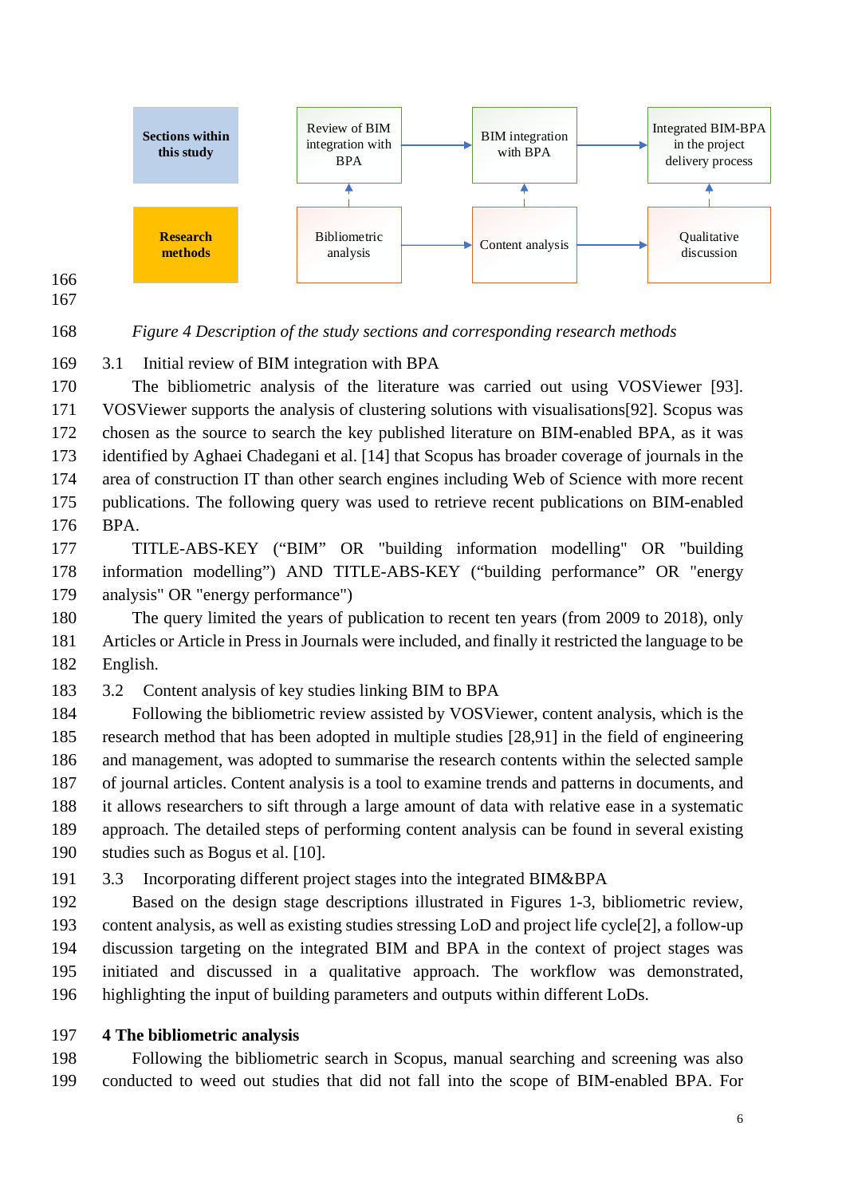| Sections within this study | Review of BIM integration with BPA | BIM integration with BPA | Integrated BIM-BPA in the project delivery process |
|---|---|---|---|
| Research methods | Bibliometric analysis | Content analysis | Qualitative discussion |

*Figure 4 Description of the study sections and corresponding research methods*

### 3.1 Initial review of BIM integration with BPA

The bibliometric analysis of the literature was carried out using VOSViewer [93]. VOSViewer supports the analysis of clustering solutions with visualisations[92]. Scopus was chosen as the source to search the key published literature on BIM-enabled BPA, as it was identified by Aghaei Chadegani et al. [14] that Scopus has broader coverage of journals in the area of construction IT than other search engines including Web of Science with more recent publications. The following query was used to retrieve recent publications on BIM-enabled BPA.

TITLE-ABS-KEY ("BIM" OR "building information modelling" OR "building information modelling") AND TITLE-ABS-KEY ("building performance" OR "energy analysis" OR "energy performance")

The query limited the years of publication to recent ten years (from 2009 to 2018), only Articles or Article in Press in Journals were included, and finally it restricted the language to be English.

### 3.2 Content analysis of key studies linking BIM to BPA

Following the bibliometric review assisted by VOSViewer, content analysis, which is the research method that has been adopted in multiple studies [28,91] in the field of engineering and management, was adopted to summarise the research contents within the selected sample of journal articles. Content analysis is a tool to examine trends and patterns in documents, and it allows researchers to sift through a large amount of data with relative ease in a systematic approach. The detailed steps of performing content analysis can be found in several existing studies such as Bogus et al. [10].

### 3.3 Incorporating different project stages into the integrated BIM&BPA

Based on the design stage descriptions illustrated in Figures 1-3, bibliometric review, content analysis, as well as existing studies stressing LoD and project life cycle[2], a follow-up discussion targeting on the integrated BIM and BPA in the context of project stages was initiated and discussed in a qualitative approach. The workflow was demonstrated, highlighting the input of building parameters and outputs within different LoDs.

## 4 The bibliometric analysis

Following the bibliometric search in Scopus, manual searching and screening was also conducted to weed out studies that did not fall into the scope of BIM-enabled BPA. For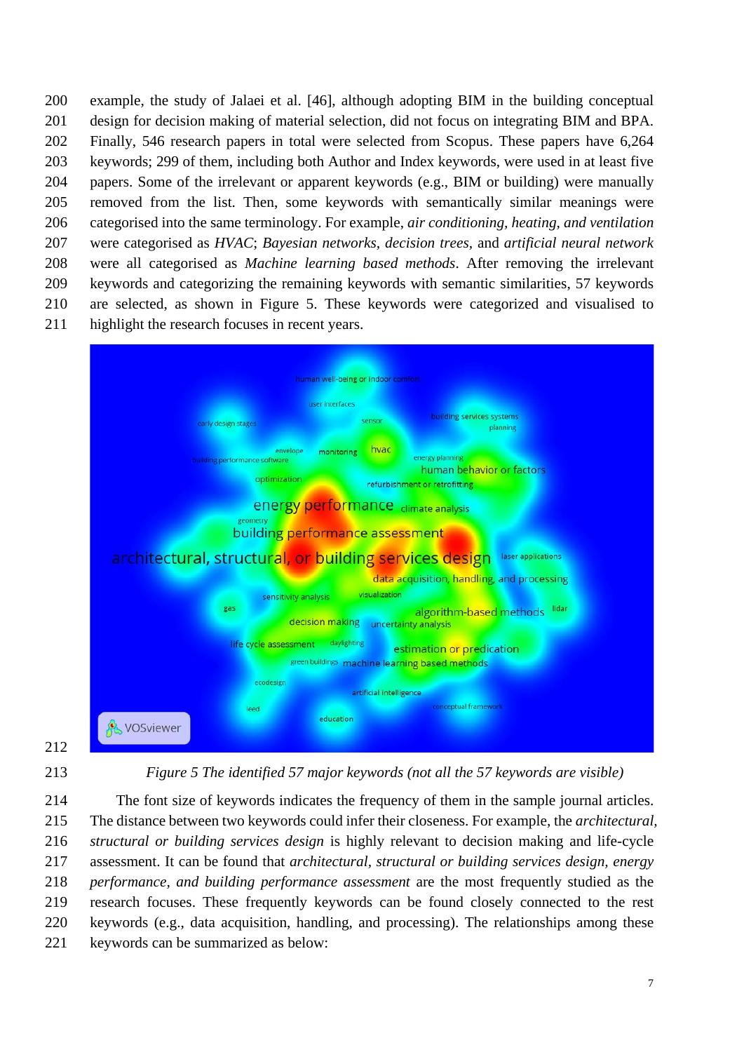example, the study of Jalaei et al. [46], although adopting BIM in the building conceptual design for decision making of material selection, did not focus on integrating BIM and BPA. Finally, 546 research papers in total were selected from Scopus. These papers have 6,264 keywords; 299 of them, including both Author and Index keywords, were used in at least five papers. Some of the irrelevant or apparent keywords (e.g., BIM or building) were manually removed from the list. Then, some keywords with semantically similar meanings were categorised into the same terminology. For example, *air conditioning, heating, and ventilation* were categorised as *HVAC*; *Bayesian networks, decision trees,* and *artificial neural network* were all categorised as *Machine learning based methods*. After removing the irrelevant keywords and categorizing the remaining keywords with semantic similarities, 57 keywords are selected, as shown in Figure 5. These keywords were categorized and visualised to highlight the research focuses in recent years.

*Figure 5 The identified 57 major keywords (not all the 57 keywords are visible)*

The font size of keywords indicates the frequency of them in the sample journal articles. The distance between two keywords could infer their closeness. For example, the *architectural, structural or building services design* is highly relevant to decision making and life-cycle assessment. It can be found that *architectural, structural or building services design, energy performance, and building performance assessment* are the most frequently studied as the research focuses. These frequently keywords can be found closely connected to the rest keywords (e.g., data acquisition, handling, and processing). The relationships among these keywords can be summarized as below: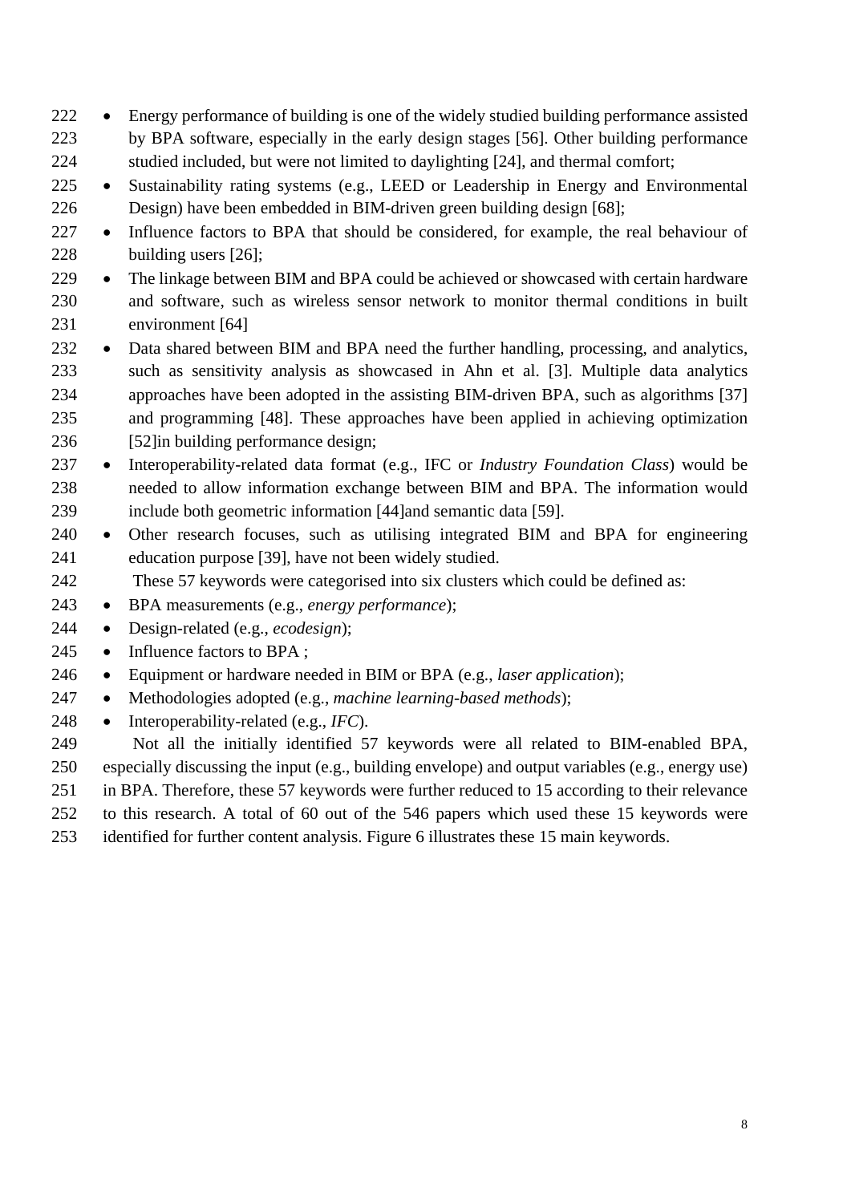- Energy performance of building is one of the widely studied building performance assisted by BPA software, especially in the early design stages [56]. Other building performance studied included, but were not limited to daylighting [24], and thermal comfort;
- Sustainability rating systems (e.g., LEED or Leadership in Energy and Environmental Design) have been embedded in BIM-driven green building design [68];
- Influence factors to BPA that should be considered, for example, the real behaviour of building users [26];
- The linkage between BIM and BPA could be achieved or showcased with certain hardware and software, such as wireless sensor network to monitor thermal conditions in built environment [64]
- Data shared between BIM and BPA need the further handling, processing, and analytics, such as sensitivity analysis as showcased in Ahn et al. [3]. Multiple data analytics approaches have been adopted in the assisting BIM-driven BPA, such as algorithms [37] and programming [48]. These approaches have been applied in achieving optimization [52]in building performance design;
- Interoperability-related data format (e.g., IFC or *Industry Foundation Class*) would be needed to allow information exchange between BIM and BPA. The information would include both geometric information [44]and semantic data [59].
- Other research focuses, such as utilising integrated BIM and BPA for engineering education purpose [39], have not been widely studied.

These 57 keywords were categorised into six clusters which could be defined as:

- BPA measurements (e.g., *energy performance*);
- Design-related (e.g., *ecodesign*);
- Influence factors to BPA ;
- Equipment or hardware needed in BIM or BPA (e.g., *laser application*);
- Methodologies adopted (e.g., *machine learning-based methods*);
- Interoperability-related (e.g., *IFC*).

Not all the initially identified 57 keywords were all related to BIM-enabled BPA, especially discussing the input (e.g., building envelope) and output variables (e.g., energy use) in BPA. Therefore, these 57 keywords were further reduced to 15 according to their relevance to this research. A total of 60 out of the 546 papers which used these 15 keywords were identified for further content analysis. Figure 6 illustrates these 15 main keywords.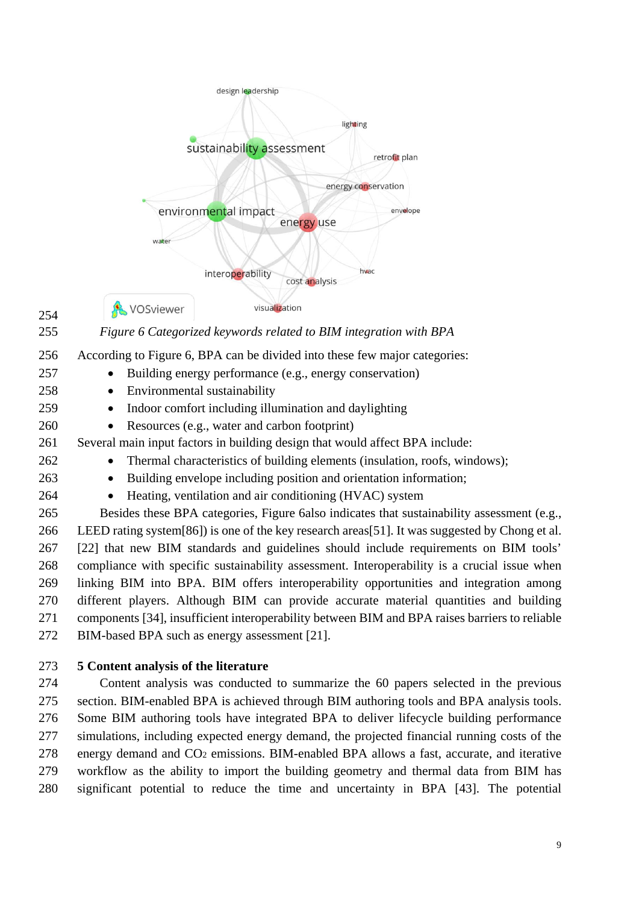*Figure 6 Categorized keywords related to BIM integration with BPA*

According to Figure 6, BPA can be divided into these few major categories:

- Building energy performance (e.g., energy conservation)
- Environmental sustainability
- Indoor comfort including illumination and daylighting
- Resources (e.g., water and carbon footprint)

Several main input factors in building design that would affect BPA include:

- Thermal characteristics of building elements (insulation, roofs, windows);
- Building envelope including position and orientation information;
- Heating, ventilation and air conditioning (HVAC) system

Besides these BPA categories, Figure 6also indicates that sustainability assessment (e.g., LEED rating system[86]) is one of the key research areas[51]. It was suggested by Chong et al. [22] that new BIM standards and guidelines should include requirements on BIM tools' compliance with specific sustainability assessment. Interoperability is a crucial issue when linking BIM into BPA. BIM offers interoperability opportunities and integration among different players. Although BIM can provide accurate material quantities and building components [34], insufficient interoperability between BIM and BPA raises barriers to reliable BIM-based BPA such as energy assessment [21].

## 5 Content analysis of the literature

Content analysis was conducted to summarize the 60 papers selected in the previous section. BIM-enabled BPA is achieved through BIM authoring tools and BPA analysis tools. Some BIM authoring tools have integrated BPA to deliver lifecycle building performance simulations, including expected energy demand, the projected financial running costs of the energy demand and $CO_2$ emissions. BIM-enabled BPA allows a fast, accurate, and iterative workflow as the ability to import the building geometry and thermal data from BIM has significant potential to reduce the time and uncertainty in BPA [43]. The potential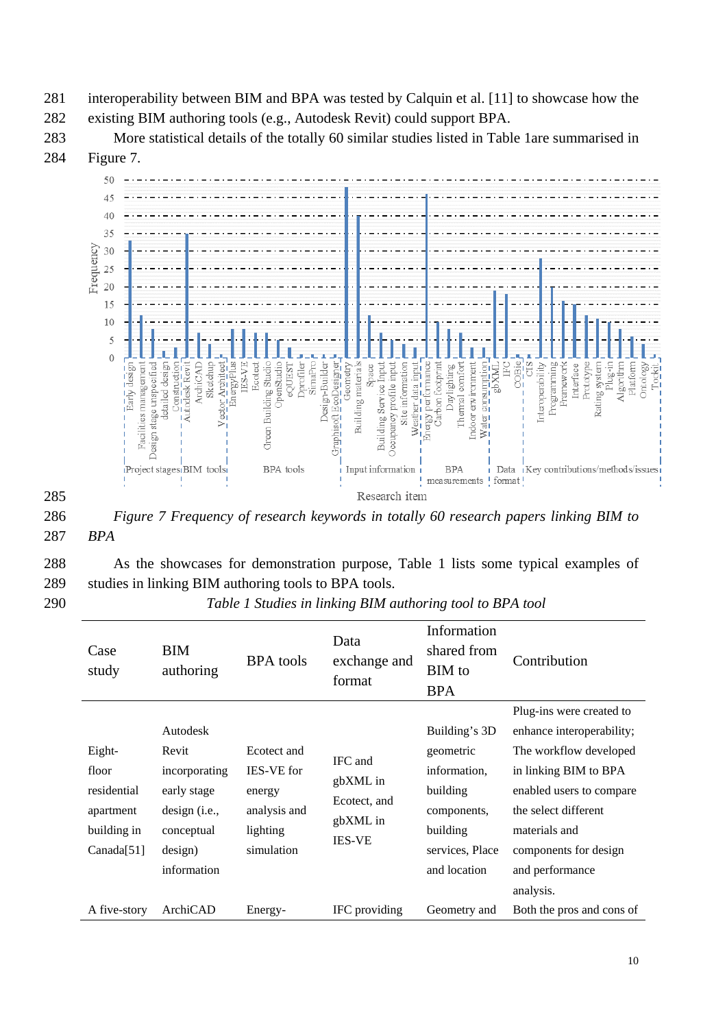interoperability between BIM and BPA was tested by Calquin et al. [11] to showcase how the existing BIM authoring tools (e.g., Autodesk Revit) could support BPA.

More statistical details of the totally 60 similar studies listed in Table 1are summarised in Figure 7.

*Figure 7 Frequency of research keywords in totally 60 research papers linking BIM to BPA*

As the showcases for demonstration purpose, Table 1 lists some typical examples of studies in linking BIM authoring tools to BPA tools.

*Table 1 Studies in linking BIM authoring tool to BPA tool*

| Case study | BIM authoring | BPA tools | Data exchange and format | Information shared from BIM to BPA | Contribution |
|---|---|---|---|---|---|
| Eight-floor residential apartment building in Canada[51] | Autodesk Revit incorporating early stage design (i.e., conceptual design) information | Ecotect and IES-VE for energy analysis and lighting simulation | IFC and gbXML in Ecotect, and gbXML in IES-VE | Building's 3D geometric information, building components, building services, Place and location | Plug-ins were created to enhance interoperability; The workflow developed in linking BIM to BPA enabled users to compare the select different materials and components for design and performance analysis. |
| A five-story | ArchiCAD | Energy- | IFC providing | Geometry and | Both the pros and cons of |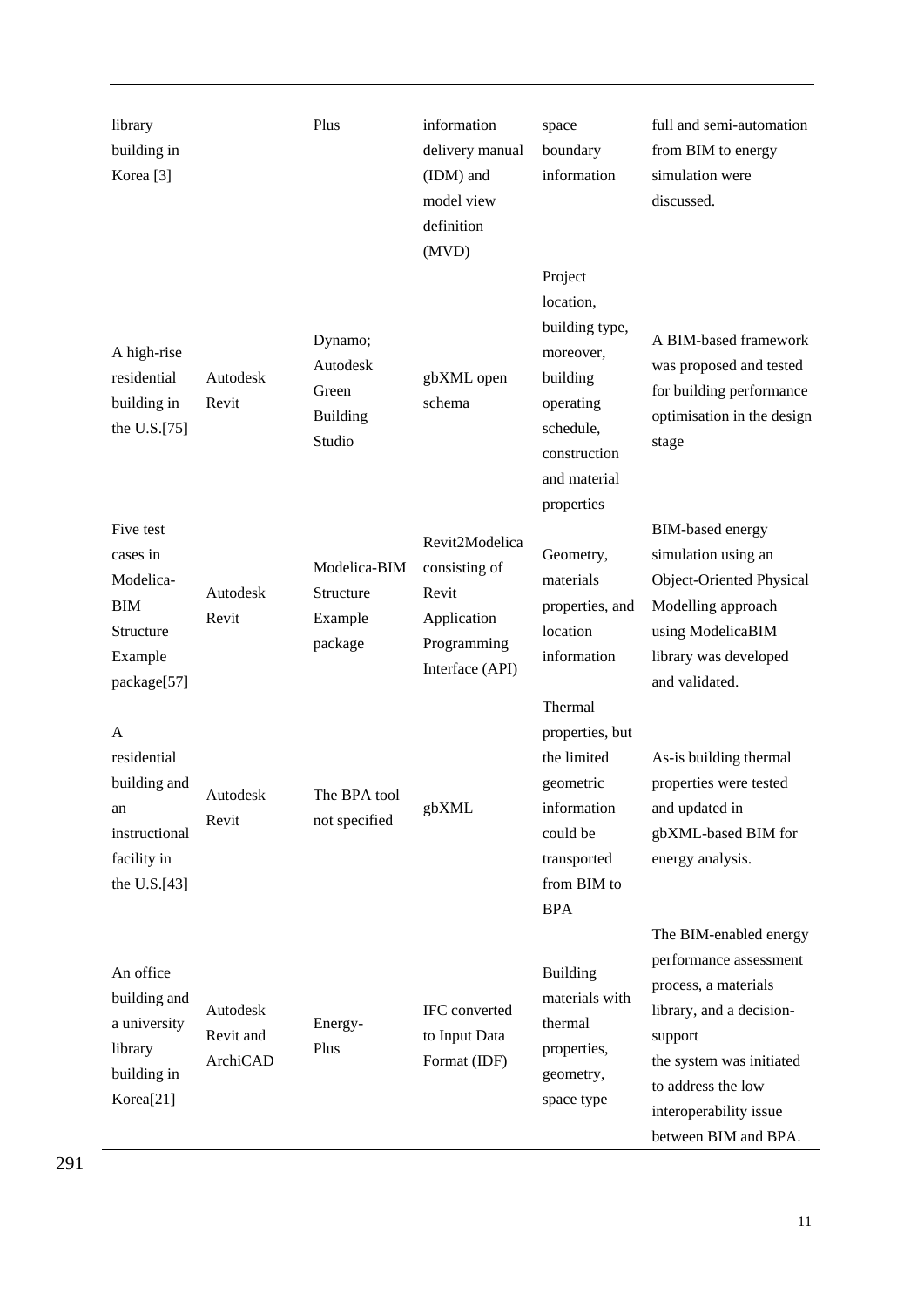| library building in Korea [3] | | Plus | information delivery manual (IDM) and model view definition (MVD) | space boundary information | full and semi-automation from BIM to energy simulation were discussed. |
|---|---|---|---|---|---|
| A high-rise residential building in the U.S.[75] | Autodesk Revit | Dynamo; Autodesk Green Building Studio | gbXML open schema | Project location, building type, moreover, building operating schedule, construction and material properties | A BIM-based framework was proposed and tested for building performance optimisation in the design stage |
| Five test cases in Modelica-BIM Structure Example package[57] | Autodesk Revit | Modelica-BIM Structure Example package | Revit2Modelica consisting of Revit Application Programming Interface (API) | Geometry, materials properties, and location information | BIM-based energy simulation using an Object-Oriented Physical Modelling approach using ModelicaBIM library was developed and validated. |
| A residential building and an instructional facility in the U.S.[43] | Autodesk Revit | The BPA tool not specified | gbXML | Thermal properties, but the limited geometric information could be transported from BIM to BPA | As-is building thermal properties were tested and updated in gbXML-based BIM for energy analysis. |
| An office building and a university library building in Korea[21] | Autodesk Revit and ArchiCAD | Energy-Plus | IFC converted to Input Data Format (IDF) | Building materials with thermal properties, geometry, space type | The BIM-enabled energy performance assessment process, a materials library, and a decision-support the system was initiated to address the low interoperability issue between BIM and BPA. |

291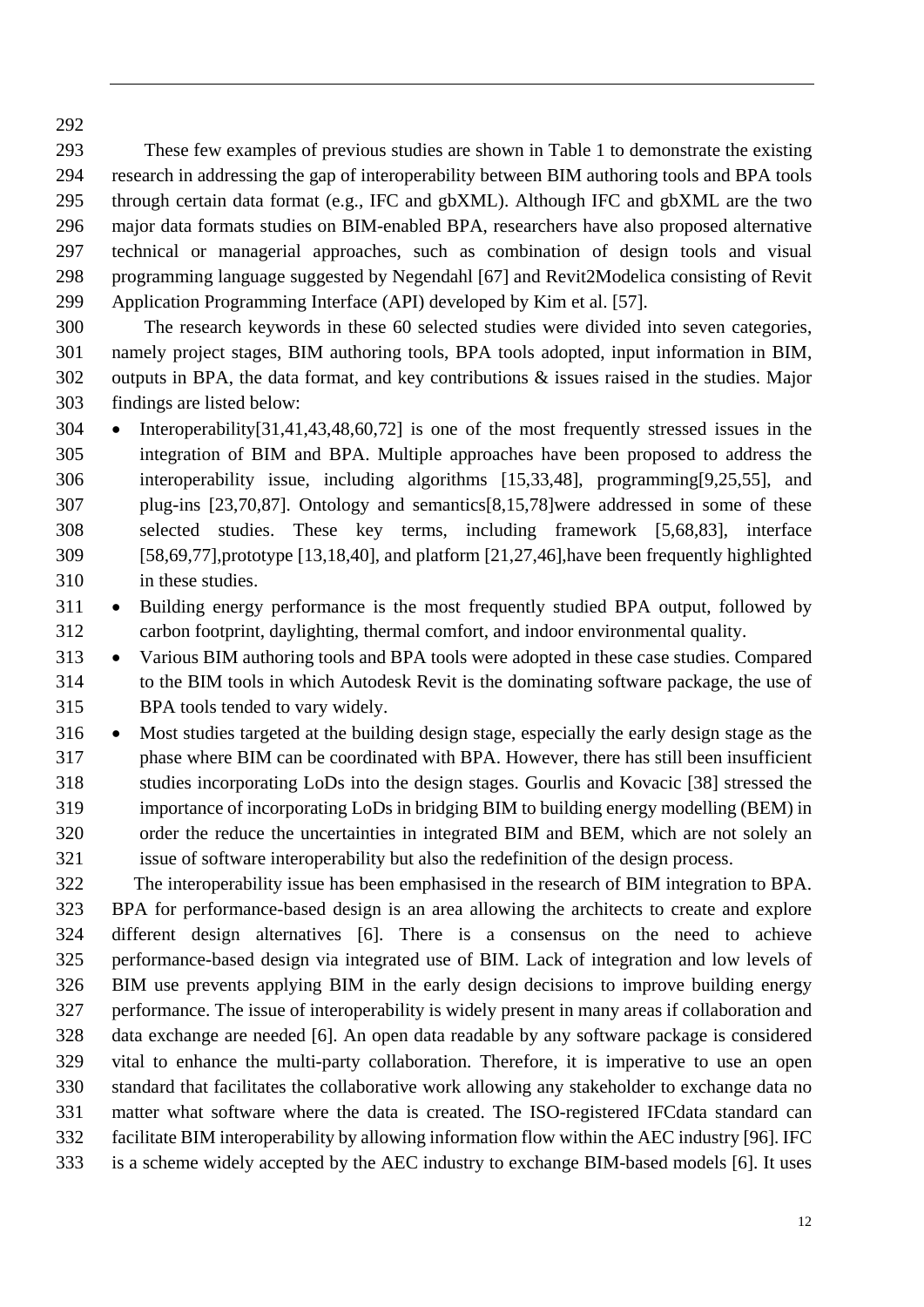These few examples of previous studies are shown in Table 1 to demonstrate the existing research in addressing the gap of interoperability between BIM authoring tools and BPA tools through certain data format (e.g., IFC and gbXML). Although IFC and gbXML are the two major data formats studies on BIM-enabled BPA, researchers have also proposed alternative technical or managerial approaches, such as combination of design tools and visual programming language suggested by Negendahl [67] and Revit2Modelica consisting of Revit Application Programming Interface (API) developed by Kim et al. [57].

The research keywords in these 60 selected studies were divided into seven categories, namely project stages, BIM authoring tools, BPA tools adopted, input information in BIM, outputs in BPA, the data format, and key contributions & issues raised in the studies. Major findings are listed below:

- Interoperability[31,41,43,48,60,72] is one of the most frequently stressed issues in the integration of BIM and BPA. Multiple approaches have been proposed to address the interoperability issue, including algorithms [15,33,48], programming[9,25,55], and plug-ins [23,70,87]. Ontology and semantics[8,15,78]were addressed in some of these selected studies. These key terms, including framework [5,68,83], interface [58,69,77],prototype [13,18,40], and platform [21,27,46],have been frequently highlighted in these studies.
- Building energy performance is the most frequently studied BPA output, followed by carbon footprint, daylighting, thermal comfort, and indoor environmental quality.
- Various BIM authoring tools and BPA tools were adopted in these case studies. Compared to the BIM tools in which Autodesk Revit is the dominating software package, the use of BPA tools tended to vary widely.
- Most studies targeted at the building design stage, especially the early design stage as the phase where BIM can be coordinated with BPA. However, there has still been insufficient studies incorporating LoDs into the design stages. Gourlis and Kovacic [38] stressed the importance of incorporating LoDs in bridging BIM to building energy modelling (BEM) in order the reduce the uncertainties in integrated BIM and BEM, which are not solely an issue of software interoperability but also the redefinition of the design process.

The interoperability issue has been emphasised in the research of BIM integration to BPA. BPA for performance-based design is an area allowing the architects to create and explore different design alternatives [6]. There is a consensus on the need to achieve performance-based design via integrated use of BIM. Lack of integration and low levels of BIM use prevents applying BIM in the early design decisions to improve building energy performance. The issue of interoperability is widely present in many areas if collaboration and data exchange are needed [6]. An open data readable by any software package is considered vital to enhance the multi-party collaboration. Therefore, it is imperative to use an open standard that facilitates the collaborative work allowing any stakeholder to exchange data no matter what software where the data is created. The ISO-registered IFCdata standard can facilitate BIM interoperability by allowing information flow within the AEC industry [96]. IFC is a scheme widely accepted by the AEC industry to exchange BIM-based models [6]. It uses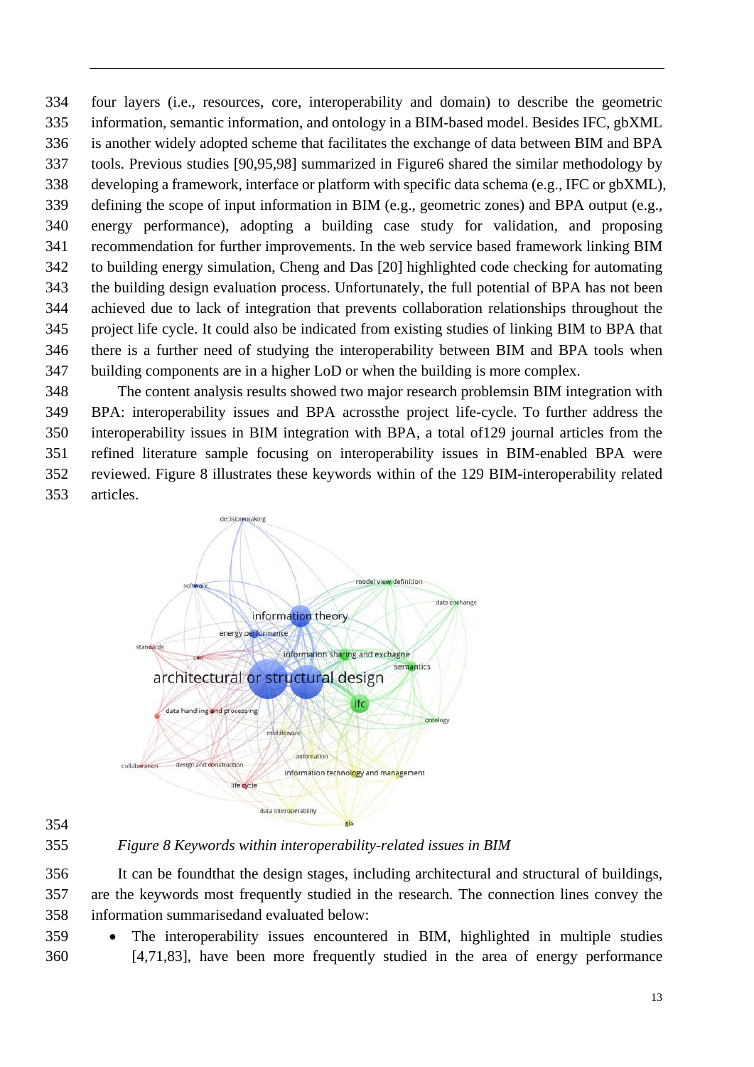four layers (i.e., resources, core, interoperability and domain) to describe the geometric information, semantic information, and ontology in a BIM-based model. Besides IFC, gbXML is another widely adopted scheme that facilitates the exchange of data between BIM and BPA tools. Previous studies [90,95,98] summarized in Figure6 shared the similar methodology by developing a framework, interface or platform with specific data schema (e.g., IFC or gbXML), defining the scope of input information in BIM (e.g., geometric zones) and BPA output (e.g., energy performance), adopting a building case study for validation, and proposing recommendation for further improvements. In the web service based framework linking BIM to building energy simulation, Cheng and Das [20] highlighted code checking for automating the building design evaluation process. Unfortunately, the full potential of BPA has not been achieved due to lack of integration that prevents collaboration relationships throughout the project life cycle. It could also be indicated from existing studies of linking BIM to BPA that there is a further need of studying the interoperability between BIM and BPA tools when building components are in a higher LoD or when the building is more complex.

The content analysis results showed two major research problemsin BIM integration with BPA: interoperability issues and BPA acrossthe project life-cycle. To further address the interoperability issues in BIM integration with BPA, a total of129 journal articles from the refined literature sample focusing on interoperability issues in BIM-enabled BPA were reviewed. Figure 8 illustrates these keywords within of the 129 BIM-interoperability related articles.

*Figure 8 Keywords within interoperability-related issues in BIM*

It can be foundthat the design stages, including architectural and structural of buildings, are the keywords most frequently studied in the research. The connection lines convey the information summarisedand evaluated below:

- The interoperability issues encountered in BIM, highlighted in multiple studies [4,71,83], have been more frequently studied in the area of energy performance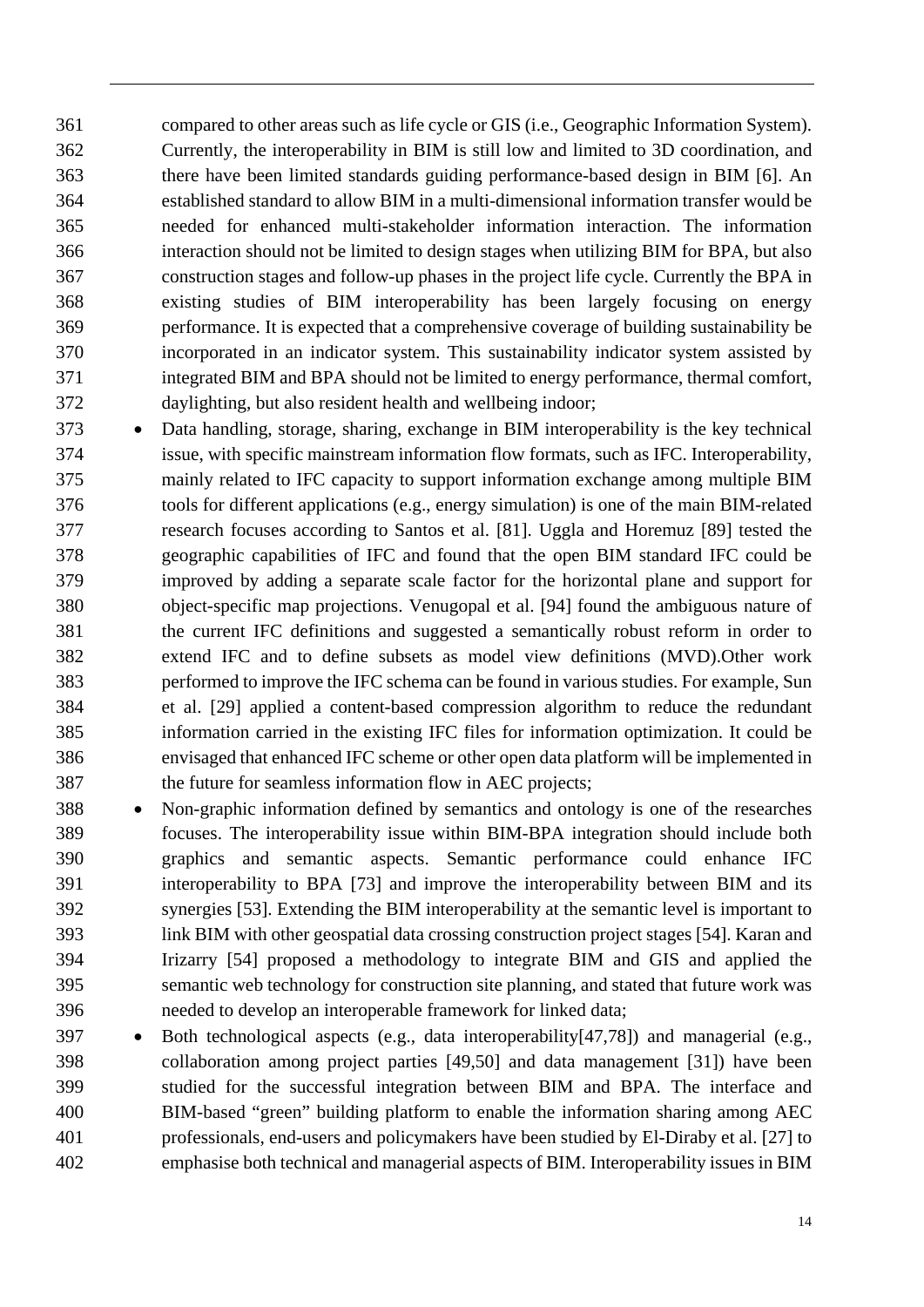compared to other areas such as life cycle or GIS (i.e., Geographic Information System). Currently, the interoperability in BIM is still low and limited to 3D coordination, and there have been limited standards guiding performance-based design in BIM [6]. An established standard to allow BIM in a multi-dimensional information transfer would be needed for enhanced multi-stakeholder information interaction. The information interaction should not be limited to design stages when utilizing BIM for BPA, but also construction stages and follow-up phases in the project life cycle. Currently the BPA in existing studies of BIM interoperability has been largely focusing on energy performance. It is expected that a comprehensive coverage of building sustainability be incorporated in an indicator system. This sustainability indicator system assisted by integrated BIM and BPA should not be limited to energy performance, thermal comfort, daylighting, but also resident health and wellbeing indoor;

- Data handling, storage, sharing, exchange in BIM interoperability is the key technical issue, with specific mainstream information flow formats, such as IFC. Interoperability, mainly related to IFC capacity to support information exchange among multiple BIM tools for different applications (e.g., energy simulation) is one of the main BIM-related research focuses according to Santos et al. [81]. Uggla and Horemuz [89] tested the geographic capabilities of IFC and found that the open BIM standard IFC could be improved by adding a separate scale factor for the horizontal plane and support for object-specific map projections. Venugopal et al. [94] found the ambiguous nature of the current IFC definitions and suggested a semantically robust reform in order to extend IFC and to define subsets as model view definitions (MVD).Other work performed to improve the IFC schema can be found in various studies. For example, Sun et al. [29] applied a content-based compression algorithm to reduce the redundant information carried in the existing IFC files for information optimization. It could be envisaged that enhanced IFC scheme or other open data platform will be implemented in the future for seamless information flow in AEC projects;
- Non-graphic information defined by semantics and ontology is one of the researches focuses. The interoperability issue within BIM-BPA integration should include both graphics and semantic aspects. Semantic performance could enhance IFC interoperability to BPA [73] and improve the interoperability between BIM and its synergies [53]. Extending the BIM interoperability at the semantic level is important to link BIM with other geospatial data crossing construction project stages [54]. Karan and Irizarry [54] proposed a methodology to integrate BIM and GIS and applied the semantic web technology for construction site planning, and stated that future work was needed to develop an interoperable framework for linked data;
- Both technological aspects (e.g., data interoperability[47,78]) and managerial (e.g., collaboration among project parties [49,50] and data management [31]) have been studied for the successful integration between BIM and BPA. The interface and BIM-based "green" building platform to enable the information sharing among AEC professionals, end-users and policymakers have been studied by El-Diraby et al. [27] to emphasise both technical and managerial aspects of BIM. Interoperability issues in BIM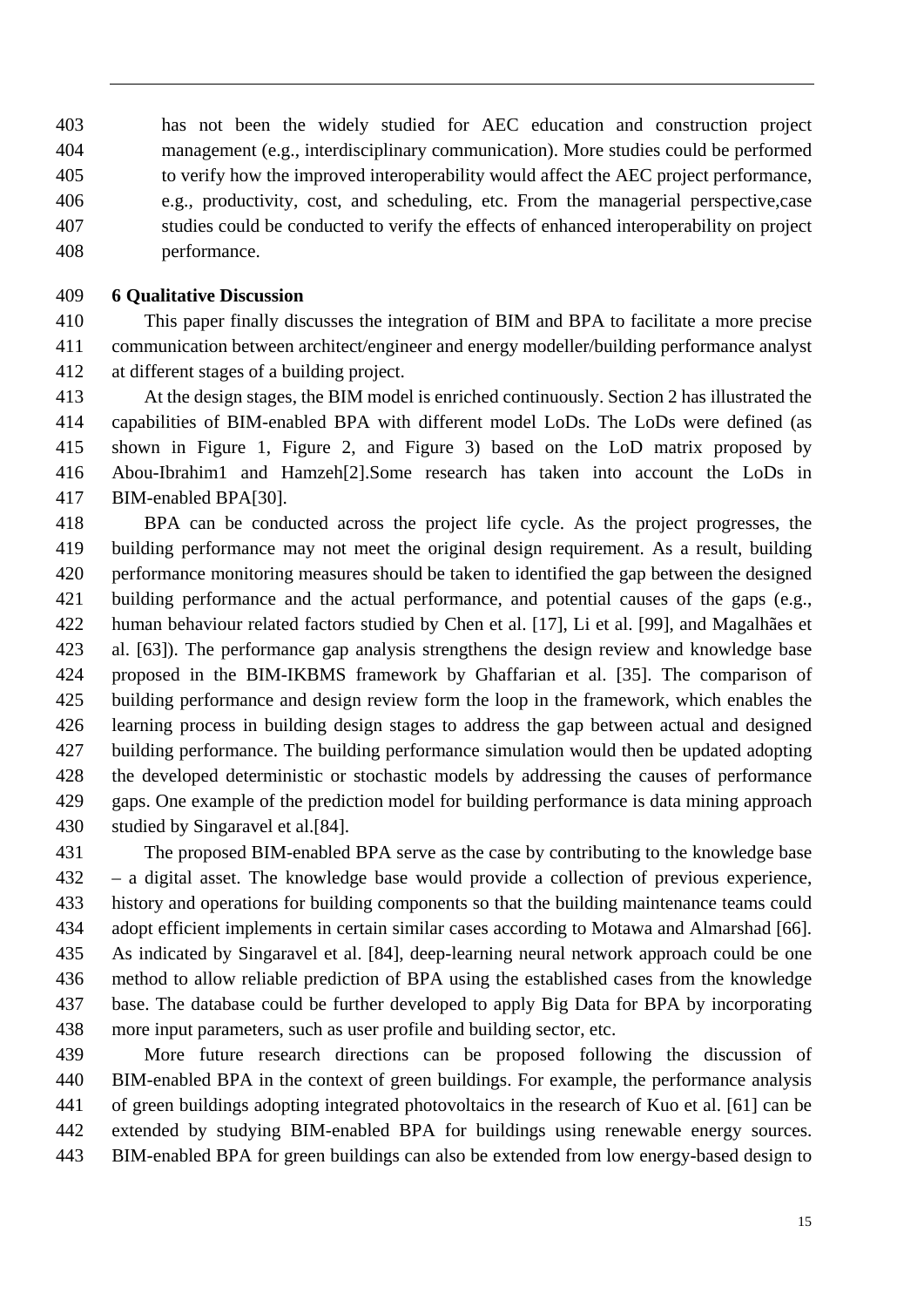has not been the widely studied for AEC education and construction project management (e.g., interdisciplinary communication). More studies could be performed to verify how the improved interoperability would affect the AEC project performance, e.g., productivity, cost, and scheduling, etc. From the managerial perspective,case studies could be conducted to verify the effects of enhanced interoperability on project performance.

## 6 Qualitative Discussion

This paper finally discusses the integration of BIM and BPA to facilitate a more precise communication between architect/engineer and energy modeller/building performance analyst at different stages of a building project.

At the design stages, the BIM model is enriched continuously. Section 2 has illustrated the capabilities of BIM-enabled BPA with different model LoDs. The LoDs were defined (as shown in Figure 1, Figure 2, and Figure 3) based on the LoD matrix proposed by Abou-Ibrahim1 and Hamzeh[2].Some research has taken into account the LoDs in BIM-enabled BPA[30].

BPA can be conducted across the project life cycle. As the project progresses, the building performance may not meet the original design requirement. As a result, building performance monitoring measures should be taken to identified the gap between the designed building performance and the actual performance, and potential causes of the gaps (e.g., human behaviour related factors studied by Chen et al. [17], Li et al. [99], and Magalhães et al. [63]). The performance gap analysis strengthens the design review and knowledge base proposed in the BIM-IKBMS framework by Ghaffarian et al. [35]. The comparison of building performance and design review form the loop in the framework, which enables the learning process in building design stages to address the gap between actual and designed building performance. The building performance simulation would then be updated adopting the developed deterministic or stochastic models by addressing the causes of performance gaps. One example of the prediction model for building performance is data mining approach studied by Singaravel et al.[84].

The proposed BIM-enabled BPA serve as the case by contributing to the knowledge base – a digital asset. The knowledge base would provide a collection of previous experience, history and operations for building components so that the building maintenance teams could adopt efficient implements in certain similar cases according to Motawa and Almarshad [66]. As indicated by Singaravel et al. [84], deep-learning neural network approach could be one method to allow reliable prediction of BPA using the established cases from the knowledge base. The database could be further developed to apply Big Data for BPA by incorporating more input parameters, such as user profile and building sector, etc.

More future research directions can be proposed following the discussion of BIM-enabled BPA in the context of green buildings. For example, the performance analysis of green buildings adopting integrated photovoltaics in the research of Kuo et al. [61] can be extended by studying BIM-enabled BPA for buildings using renewable energy sources. BIM-enabled BPA for green buildings can also be extended from low energy-based design to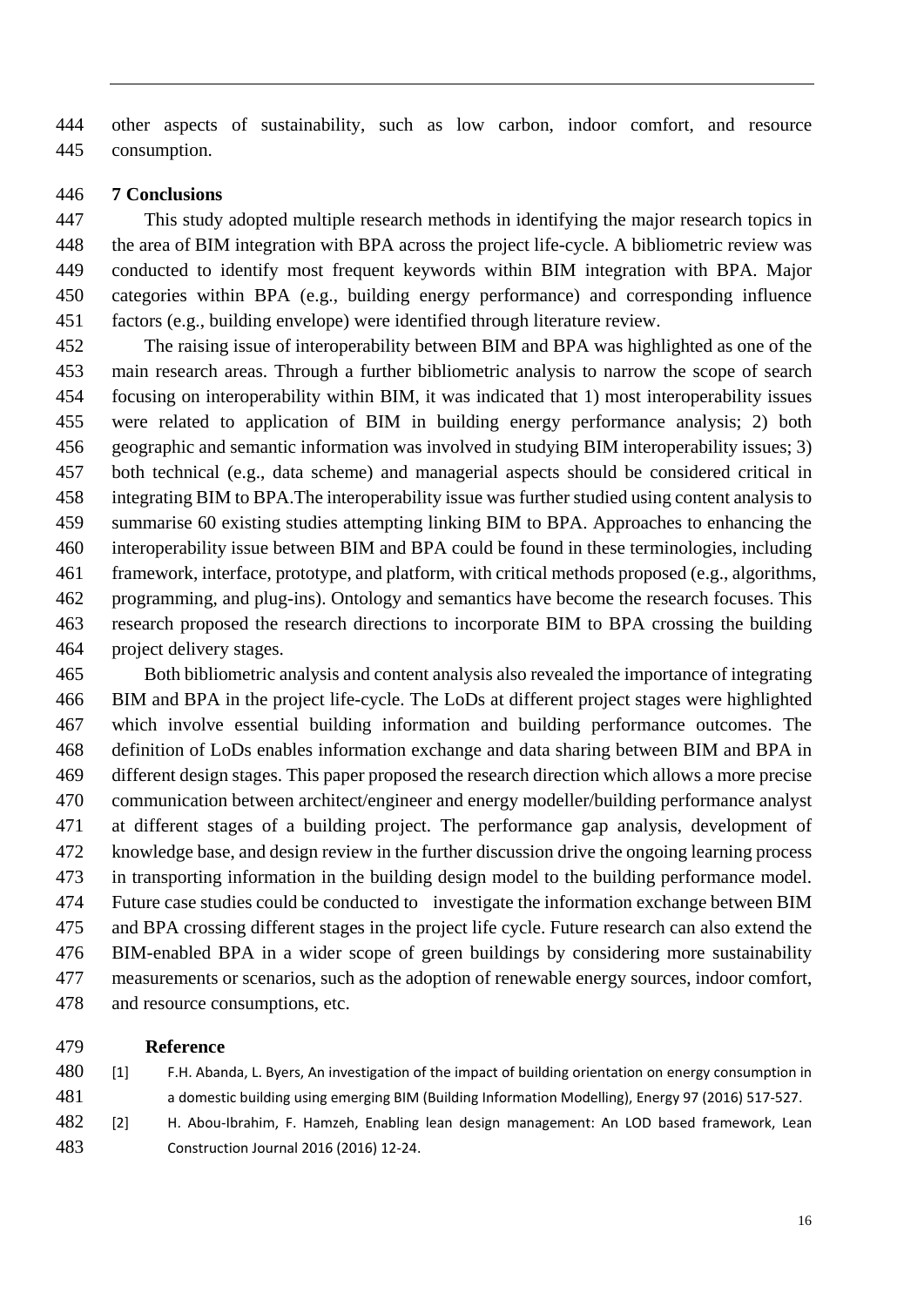other aspects of sustainability, such as low carbon, indoor comfort, and resource consumption.

## 7 Conclusions

This study adopted multiple research methods in identifying the major research topics in the area of BIM integration with BPA across the project life-cycle. A bibliometric review was conducted to identify most frequent keywords within BIM integration with BPA. Major categories within BPA (e.g., building energy performance) and corresponding influence factors (e.g., building envelope) were identified through literature review.

The raising issue of interoperability between BIM and BPA was highlighted as one of the main research areas. Through a further bibliometric analysis to narrow the scope of search focusing on interoperability within BIM, it was indicated that 1) most interoperability issues were related to application of BIM in building energy performance analysis; 2) both geographic and semantic information was involved in studying BIM interoperability issues; 3) both technical (e.g., data scheme) and managerial aspects should be considered critical in integrating BIM to BPA.The interoperability issue was further studied using content analysis to summarise 60 existing studies attempting linking BIM to BPA. Approaches to enhancing the interoperability issue between BIM and BPA could be found in these terminologies, including framework, interface, prototype, and platform, with critical methods proposed (e.g., algorithms, programming, and plug-ins). Ontology and semantics have become the research focuses. This research proposed the research directions to incorporate BIM to BPA crossing the building project delivery stages.

Both bibliometric analysis and content analysis also revealed the importance of integrating BIM and BPA in the project life-cycle. The LoDs at different project stages were highlighted which involve essential building information and building performance outcomes. The definition of LoDs enables information exchange and data sharing between BIM and BPA in different design stages. This paper proposed the research direction which allows a more precise communication between architect/engineer and energy modeller/building performance analyst at different stages of a building project. The performance gap analysis, development of knowledge base, and design review in the further discussion drive the ongoing learning process in transporting information in the building design model to the building performance model. Future case studies could be conducted to investigate the information exchange between BIM and BPA crossing different stages in the project life cycle. Future research can also extend the BIM-enabled BPA in a wider scope of green buildings by considering more sustainability measurements or scenarios, such as the adoption of renewable energy sources, indoor comfort, and resource consumptions, etc.

## Reference

[1] F.H. Abanda, L. Byers, An investigation of the impact of building orientation on energy consumption in a domestic building using emerging BIM (Building Information Modelling), Energy 97 (2016) 517-527.

[2] H. Abou-Ibrahim, F. Hamzeh, Enabling lean design management: An LOD based framework, Lean Construction Journal 2016 (2016) 12-24.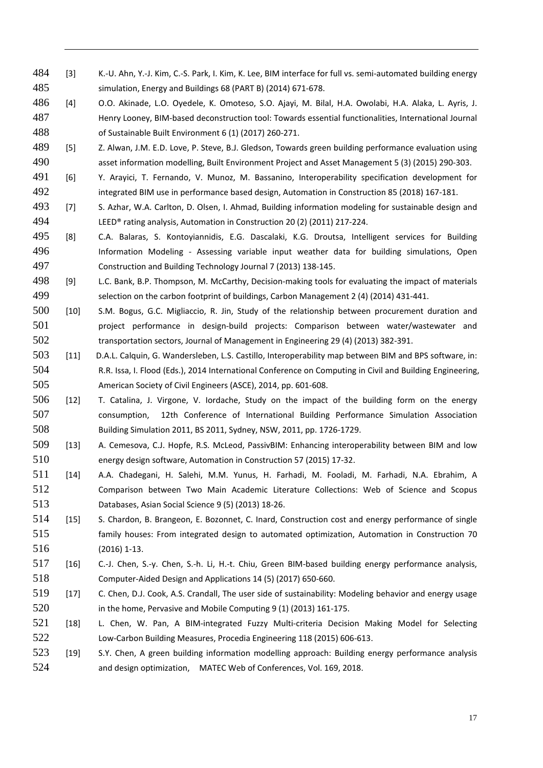[3] K.-U. Ahn, Y.-J. Kim, C.-S. Park, I. Kim, K. Lee, BIM interface for full vs. semi-automated building energy simulation, Energy and Buildings 68 (PART B) (2014) 671-678.

[4] O.O. Akinade, L.O. Oyedele, K. Omoteso, S.O. Ajayi, M. Bilal, H.A. Owolabi, H.A. Alaka, L. Ayris, J. Henry Looney, BIM-based deconstruction tool: Towards essential functionalities, International Journal of Sustainable Built Environment 6 (1) (2017) 260-271.

[5] Z. Alwan, J.M. E.D. Love, P. Steve, B.J. Gledson, Towards green building performance evaluation using asset information modelling, Built Environment Project and Asset Management 5 (3) (2015) 290-303.

[6] Y. Arayici, T. Fernando, V. Munoz, M. Bassanino, Interoperability specification development for integrated BIM use in performance based design, Automation in Construction 85 (2018) 167-181.

[7] S. Azhar, W.A. Carlton, D. Olsen, I. Ahmad, Building information modeling for sustainable design and LEED® rating analysis, Automation in Construction 20 (2) (2011) 217-224.

[8] C.A. Balaras, S. Kontoyiannidis, E.G. Dascalaki, K.G. Droutsa, Intelligent services for Building Information Modeling - Assessing variable input weather data for building simulations, Open Construction and Building Technology Journal 7 (2013) 138-145.

[9] L.C. Bank, B.P. Thompson, M. McCarthy, Decision-making tools for evaluating the impact of materials selection on the carbon footprint of buildings, Carbon Management 2 (4) (2014) 431-441.

[10] S.M. Bogus, G.C. Migliaccio, R. Jin, Study of the relationship between procurement duration and project performance in design-build projects: Comparison between water/wastewater and transportation sectors, Journal of Management in Engineering 29 (4) (2013) 382-391.

[11] D.A.L. Calquin, G. Wandersleben, L.S. Castillo, Interoperability map between BIM and BPS software, in: R.R. Issa, I. Flood (Eds.), 2014 International Conference on Computing in Civil and Building Engineering, American Society of Civil Engineers (ASCE), 2014, pp. 601-608.

[12] T. Catalina, J. Virgone, V. Iordache, Study on the impact of the building form on the energy consumption, 12th Conference of International Building Performance Simulation Association Building Simulation 2011, BS 2011, Sydney, NSW, 2011, pp. 1726-1729.

[13] A. Cemesova, C.J. Hopfe, R.S. McLeod, PassivBIM: Enhancing interoperability between BIM and low energy design software, Automation in Construction 57 (2015) 17-32.

[14] A.A. Chadegani, H. Salehi, M.M. Yunus, H. Farhadi, M. Fooladi, M. Farhadi, N.A. Ebrahim, A Comparison between Two Main Academic Literature Collections: Web of Science and Scopus Databases, Asian Social Science 9 (5) (2013) 18-26.

[15] S. Chardon, B. Brangeon, E. Bozonnet, C. Inard, Construction cost and energy performance of single family houses: From integrated design to automated optimization, Automation in Construction 70 (2016) 1-13.

[16] C.-J. Chen, S.-y. Chen, S.-h. Li, H.-t. Chiu, Green BIM-based building energy performance analysis, Computer-Aided Design and Applications 14 (5) (2017) 650-660.

[17] C. Chen, D.J. Cook, A.S. Crandall, The user side of sustainability: Modeling behavior and energy usage in the home, Pervasive and Mobile Computing 9 (1) (2013) 161-175.

[18] L. Chen, W. Pan, A BIM-integrated Fuzzy Multi-criteria Decision Making Model for Selecting Low-Carbon Building Measures, Procedia Engineering 118 (2015) 606-613.

[19] S.Y. Chen, A green building information modelling approach: Building energy performance analysis and design optimization, MATEC Web of Conferences, Vol. 169, 2018.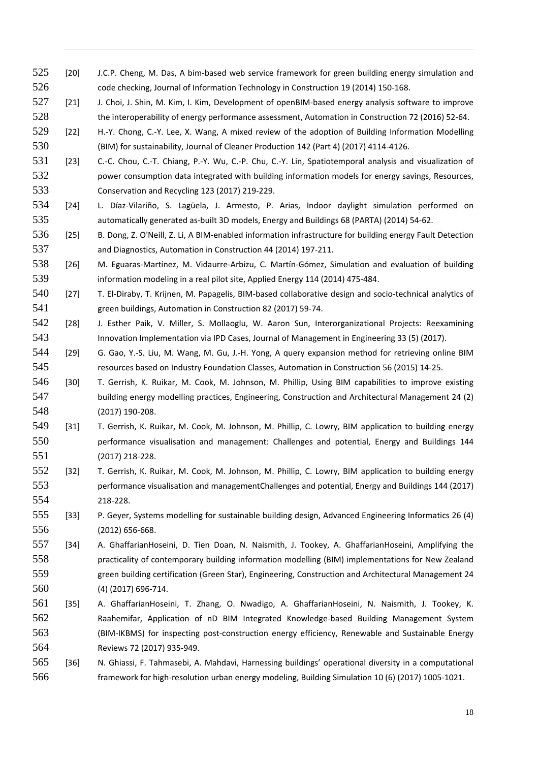[20] J.C.P. Cheng, M. Das, A bim-based web service framework for green building energy simulation and code checking, Journal of Information Technology in Construction 19 (2014) 150-168.

[21] J. Choi, J. Shin, M. Kim, I. Kim, Development of openBIM-based energy analysis software to improve the interoperability of energy performance assessment, Automation in Construction 72 (2016) 52-64.

[22] H.-Y. Chong, C.-Y. Lee, X. Wang, A mixed review of the adoption of Building Information Modelling (BIM) for sustainability, Journal of Cleaner Production 142 (Part 4) (2017) 4114-4126.

[23] C.-C. Chou, C.-T. Chiang, P.-Y. Wu, C.-P. Chu, C.-Y. Lin, Spatiotemporal analysis and visualization of power consumption data integrated with building information models for energy savings, Resources, Conservation and Recycling 123 (2017) 219-229.

[24] L. Díaz-Vilariño, S. Lagüela, J. Armesto, P. Arias, Indoor daylight simulation performed on automatically generated as-built 3D models, Energy and Buildings 68 (PARTA) (2014) 54-62.

[25] B. Dong, Z. O'Neill, Z. Li, A BIM-enabled information infrastructure for building energy Fault Detection and Diagnostics, Automation in Construction 44 (2014) 197-211.

[26] M. Eguaras-Martínez, M. Vidaurre-Arbizu, C. Martín-Gómez, Simulation and evaluation of building information modeling in a real pilot site, Applied Energy 114 (2014) 475-484.

[27] T. El-Diraby, T. Krijnen, M. Papagelis, BIM-based collaborative design and socio-technical analytics of green buildings, Automation in Construction 82 (2017) 59-74.

[28] J. Esther Paik, V. Miller, S. Mollaoglu, W. Aaron Sun, Interorganizational Projects: Reexamining Innovation Implementation via IPD Cases, Journal of Management in Engineering 33 (5) (2017).

[29] G. Gao, Y.-S. Liu, M. Wang, M. Gu, J.-H. Yong, A query expansion method for retrieving online BIM resources based on Industry Foundation Classes, Automation in Construction 56 (2015) 14-25.

[30] T. Gerrish, K. Ruikar, M. Cook, M. Johnson, M. Phillip, Using BIM capabilities to improve existing building energy modelling practices, Engineering, Construction and Architectural Management 24 (2) (2017) 190-208.

[31] T. Gerrish, K. Ruikar, M. Cook, M. Johnson, M. Phillip, C. Lowry, BIM application to building energy performance visualisation and management: Challenges and potential, Energy and Buildings 144 (2017) 218-228.

[32] T. Gerrish, K. Ruikar, M. Cook, M. Johnson, M. Phillip, C. Lowry, BIM application to building energy performance visualisation and managementChallenges and potential, Energy and Buildings 144 (2017) 218-228.

[33] P. Geyer, Systems modelling for sustainable building design, Advanced Engineering Informatics 26 (4) (2012) 656-668.

[34] A. GhaffarianHoseini, D. Tien Doan, N. Naismith, J. Tookey, A. GhaffarianHoseini, Amplifying the practicality of contemporary building information modelling (BIM) implementations for New Zealand green building certification (Green Star), Engineering, Construction and Architectural Management 24 (4) (2017) 696-714.

[35] A. GhaffarianHoseini, T. Zhang, O. Nwadigo, A. GhaffarianHoseini, N. Naismith, J. Tookey, K. Raahemifar, Application of nD BIM Integrated Knowledge-based Building Management System (BIM-IKBMS) for inspecting post-construction energy efficiency, Renewable and Sustainable Energy Reviews 72 (2017) 935-949.

[36] N. Ghiassi, F. Tahmasebi, A. Mahdavi, Harnessing buildings' operational diversity in a computational framework for high-resolution urban energy modeling, Building Simulation 10 (6) (2017) 1005-1021.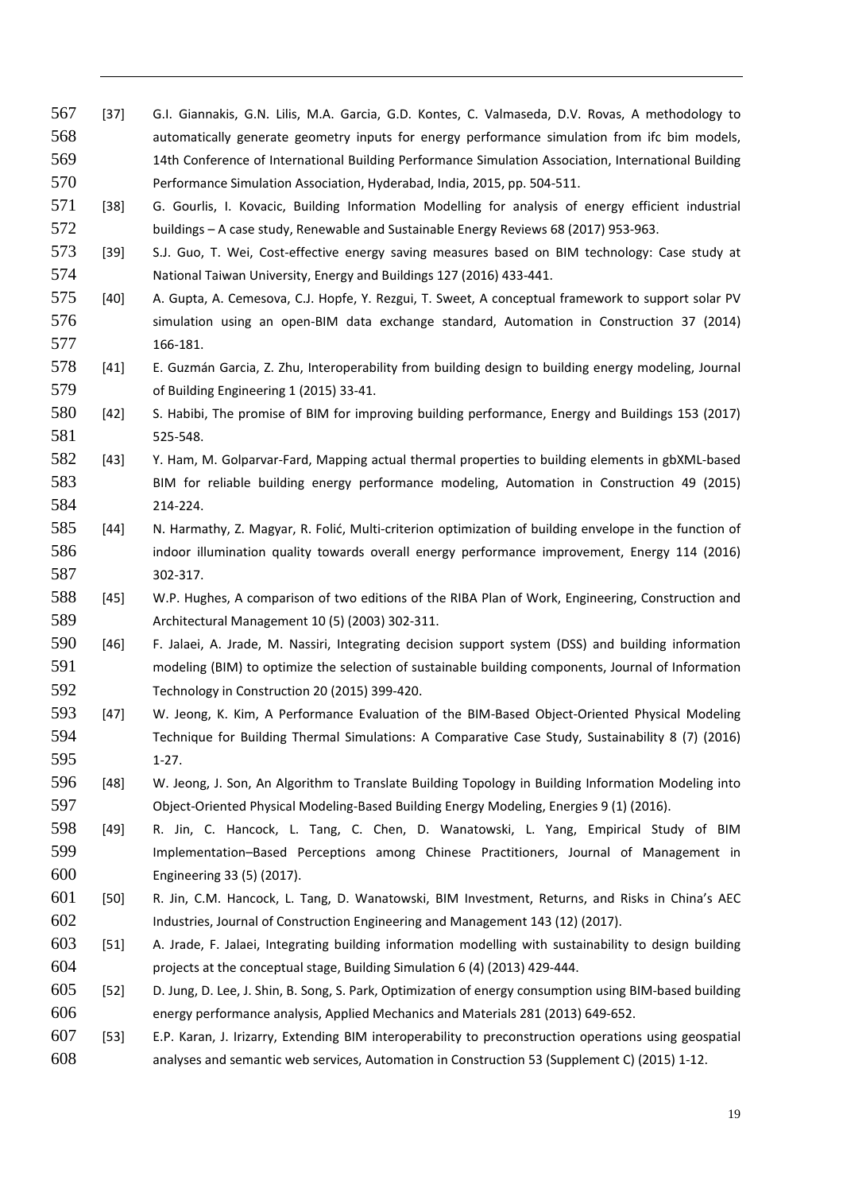[37] G.I. Giannakis, G.N. Lilis, M.A. Garcia, G.D. Kontes, C. Valmaseda, D.V. Rovas, A methodology to automatically generate geometry inputs for energy performance simulation from ifc bim models, 14th Conference of International Building Performance Simulation Association, International Building Performance Simulation Association, Hyderabad, India, 2015, pp. 504-511.

[38] G. Gourlis, I. Kovacic, Building Information Modelling for analysis of energy efficient industrial buildings – A case study, Renewable and Sustainable Energy Reviews 68 (2017) 953-963.

[39] S.J. Guo, T. Wei, Cost-effective energy saving measures based on BIM technology: Case study at National Taiwan University, Energy and Buildings 127 (2016) 433-441.

[40] A. Gupta, A. Cemesova, C.J. Hopfe, Y. Rezgui, T. Sweet, A conceptual framework to support solar PV simulation using an open-BIM data exchange standard, Automation in Construction 37 (2014) 166-181.

[41] E. Guzmán Garcia, Z. Zhu, Interoperability from building design to building energy modeling, Journal of Building Engineering 1 (2015) 33-41.

[42] S. Habibi, The promise of BIM for improving building performance, Energy and Buildings 153 (2017) 525-548.

[43] Y. Ham, M. Golparvar-Fard, Mapping actual thermal properties to building elements in gbXML-based BIM for reliable building energy performance modeling, Automation in Construction 49 (2015) 214-224.

[44] N. Harmathy, Z. Magyar, R. Folić, Multi-criterion optimization of building envelope in the function of indoor illumination quality towards overall energy performance improvement, Energy 114 (2016) 302-317.

[45] W.P. Hughes, A comparison of two editions of the RIBA Plan of Work, Engineering, Construction and Architectural Management 10 (5) (2003) 302-311.

[46] F. Jalaei, A. Jrade, M. Nassiri, Integrating decision support system (DSS) and building information modeling (BIM) to optimize the selection of sustainable building components, Journal of Information Technology in Construction 20 (2015) 399-420.

[47] W. Jeong, K. Kim, A Performance Evaluation of the BIM-Based Object-Oriented Physical Modeling Technique for Building Thermal Simulations: A Comparative Case Study, Sustainability 8 (7) (2016) 1-27.

[48] W. Jeong, J. Son, An Algorithm to Translate Building Topology in Building Information Modeling into Object-Oriented Physical Modeling-Based Building Energy Modeling, Energies 9 (1) (2016).

[49] R. Jin, C. Hancock, L. Tang, C. Chen, D. Wanatowski, L. Yang, Empirical Study of BIM Implementation–Based Perceptions among Chinese Practitioners, Journal of Management in Engineering 33 (5) (2017).

[50] R. Jin, C.M. Hancock, L. Tang, D. Wanatowski, BIM Investment, Returns, and Risks in China's AEC Industries, Journal of Construction Engineering and Management 143 (12) (2017).

[51] A. Jrade, F. Jalaei, Integrating building information modelling with sustainability to design building projects at the conceptual stage, Building Simulation 6 (4) (2013) 429-444.

[52] D. Jung, D. Lee, J. Shin, B. Song, S. Park, Optimization of energy consumption using BIM-based building energy performance analysis, Applied Mechanics and Materials 281 (2013) 649-652.

[53] E.P. Karan, J. Irizarry, Extending BIM interoperability to preconstruction operations using geospatial analyses and semantic web services, Automation in Construction 53 (Supplement C) (2015) 1-12.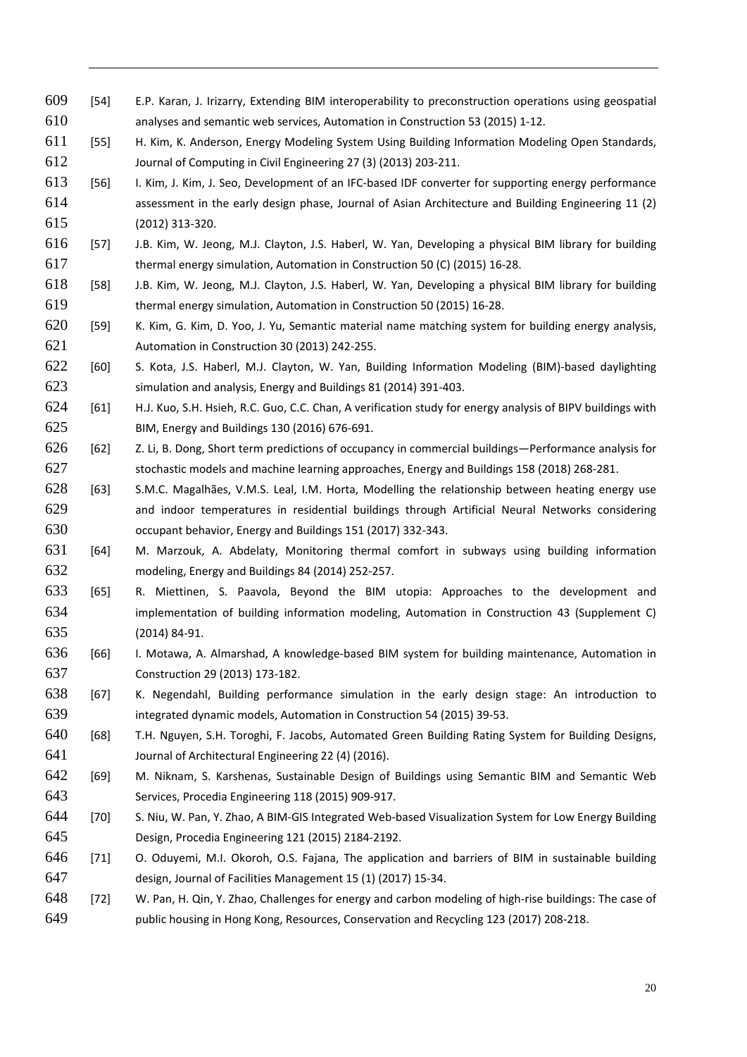[54] E.P. Karan, J. Irizarry, Extending BIM interoperability to preconstruction operations using geospatial analyses and semantic web services, Automation in Construction 53 (2015) 1-12.

[55] H. Kim, K. Anderson, Energy Modeling System Using Building Information Modeling Open Standards, Journal of Computing in Civil Engineering 27 (3) (2013) 203-211.

[56] I. Kim, J. Kim, J. Seo, Development of an IFC-based IDF converter for supporting energy performance assessment in the early design phase, Journal of Asian Architecture and Building Engineering 11 (2) (2012) 313-320.

[57] J.B. Kim, W. Jeong, M.J. Clayton, J.S. Haberl, W. Yan, Developing a physical BIM library for building thermal energy simulation, Automation in Construction 50 (C) (2015) 16-28.

[58] J.B. Kim, W. Jeong, M.J. Clayton, J.S. Haberl, W. Yan, Developing a physical BIM library for building thermal energy simulation, Automation in Construction 50 (2015) 16-28.

[59] K. Kim, G. Kim, D. Yoo, J. Yu, Semantic material name matching system for building energy analysis, Automation in Construction 30 (2013) 242-255.

[60] S. Kota, J.S. Haberl, M.J. Clayton, W. Yan, Building Information Modeling (BIM)-based daylighting simulation and analysis, Energy and Buildings 81 (2014) 391-403.

[61] H.J. Kuo, S.H. Hsieh, R.C. Guo, C.C. Chan, A verification study for energy analysis of BIPV buildings with BIM, Energy and Buildings 130 (2016) 676-691.

[62] Z. Li, B. Dong, Short term predictions of occupancy in commercial buildings—Performance analysis for stochastic models and machine learning approaches, Energy and Buildings 158 (2018) 268-281.

[63] S.M.C. Magalhães, V.M.S. Leal, I.M. Horta, Modelling the relationship between heating energy use and indoor temperatures in residential buildings through Artificial Neural Networks considering occupant behavior, Energy and Buildings 151 (2017) 332-343.

[64] M. Marzouk, A. Abdelaty, Monitoring thermal comfort in subways using building information modeling, Energy and Buildings 84 (2014) 252-257.

[65] R. Miettinen, S. Paavola, Beyond the BIM utopia: Approaches to the development and implementation of building information modeling, Automation in Construction 43 (Supplement C) (2014) 84-91.

[66] I. Motawa, A. Almarshad, A knowledge-based BIM system for building maintenance, Automation in Construction 29 (2013) 173-182.

[67] K. Negendahl, Building performance simulation in the early design stage: An introduction to integrated dynamic models, Automation in Construction 54 (2015) 39-53.

[68] T.H. Nguyen, S.H. Toroghi, F. Jacobs, Automated Green Building Rating System for Building Designs, Journal of Architectural Engineering 22 (4) (2016).

[69] M. Niknam, S. Karshenas, Sustainable Design of Buildings using Semantic BIM and Semantic Web Services, Procedia Engineering 118 (2015) 909-917.

[70] S. Niu, W. Pan, Y. Zhao, A BIM-GIS Integrated Web-based Visualization System for Low Energy Building Design, Procedia Engineering 121 (2015) 2184-2192.

[71] O. Oduyemi, M.I. Okoroh, O.S. Fajana, The application and barriers of BIM in sustainable building design, Journal of Facilities Management 15 (1) (2017) 15-34.

[72] W. Pan, H. Qin, Y. Zhao, Challenges for energy and carbon modeling of high-rise buildings: The case of public housing in Hong Kong, Resources, Conservation and Recycling 123 (2017) 208-218.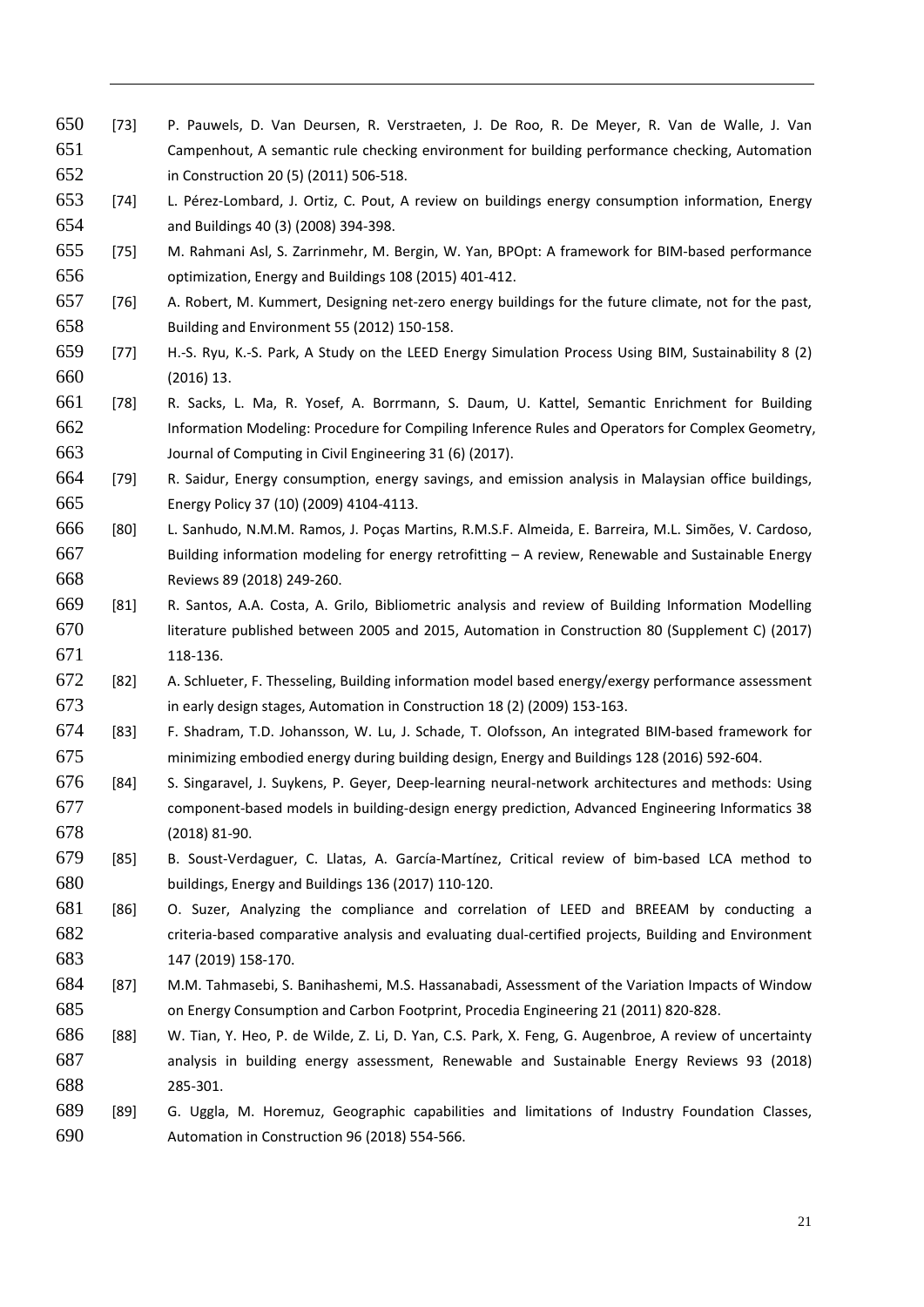[73] P. Pauwels, D. Van Deursen, R. Verstraeten, J. De Roo, R. De Meyer, R. Van de Walle, J. Van Campenhout, A semantic rule checking environment for building performance checking, Automation in Construction 20 (5) (2011) 506-518.

[74] L. Pérez-Lombard, J. Ortiz, C. Pout, A review on buildings energy consumption information, Energy and Buildings 40 (3) (2008) 394-398.

[75] M. Rahmani Asl, S. Zarrinmehr, M. Bergin, W. Yan, BPOpt: A framework for BIM-based performance optimization, Energy and Buildings 108 (2015) 401-412.

[76] A. Robert, M. Kummert, Designing net-zero energy buildings for the future climate, not for the past, Building and Environment 55 (2012) 150-158.

[77] H.-S. Ryu, K.-S. Park, A Study on the LEED Energy Simulation Process Using BIM, Sustainability 8 (2) (2016) 13.

[78] R. Sacks, L. Ma, R. Yosef, A. Borrmann, S. Daum, U. Kattel, Semantic Enrichment for Building Information Modeling: Procedure for Compiling Inference Rules and Operators for Complex Geometry, Journal of Computing in Civil Engineering 31 (6) (2017).

[79] R. Saidur, Energy consumption, energy savings, and emission analysis in Malaysian office buildings, Energy Policy 37 (10) (2009) 4104-4113.

[80] L. Sanhudo, N.M.M. Ramos, J. Poças Martins, R.M.S.F. Almeida, E. Barreira, M.L. Simões, V. Cardoso, Building information modeling for energy retrofitting – A review, Renewable and Sustainable Energy Reviews 89 (2018) 249-260.

[81] R. Santos, A.A. Costa, A. Grilo, Bibliometric analysis and review of Building Information Modelling literature published between 2005 and 2015, Automation in Construction 80 (Supplement C) (2017) 118-136.

[82] A. Schlueter, F. Thesseling, Building information model based energy/exergy performance assessment in early design stages, Automation in Construction 18 (2) (2009) 153-163.

[83] F. Shadram, T.D. Johansson, W. Lu, J. Schade, T. Olofsson, An integrated BIM-based framework for minimizing embodied energy during building design, Energy and Buildings 128 (2016) 592-604.

[84] S. Singaravel, J. Suykens, P. Geyer, Deep-learning neural-network architectures and methods: Using component-based models in building-design energy prediction, Advanced Engineering Informatics 38 (2018) 81-90.

[85] B. Soust-Verdaguer, C. Llatas, A. García-Martínez, Critical review of bim-based LCA method to buildings, Energy and Buildings 136 (2017) 110-120.

[86] O. Suzer, Analyzing the compliance and correlation of LEED and BREEAM by conducting a criteria-based comparative analysis and evaluating dual-certified projects, Building and Environment 147 (2019) 158-170.

[87] M.M. Tahmasebi, S. Banihashemi, M.S. Hassanabadi, Assessment of the Variation Impacts of Window on Energy Consumption and Carbon Footprint, Procedia Engineering 21 (2011) 820-828.

[88] W. Tian, Y. Heo, P. de Wilde, Z. Li, D. Yan, C.S. Park, X. Feng, G. Augenbroe, A review of uncertainty analysis in building energy assessment, Renewable and Sustainable Energy Reviews 93 (2018) 285-301.

[89] G. Uggla, M. Horemuz, Geographic capabilities and limitations of Industry Foundation Classes, Automation in Construction 96 (2018) 554-566.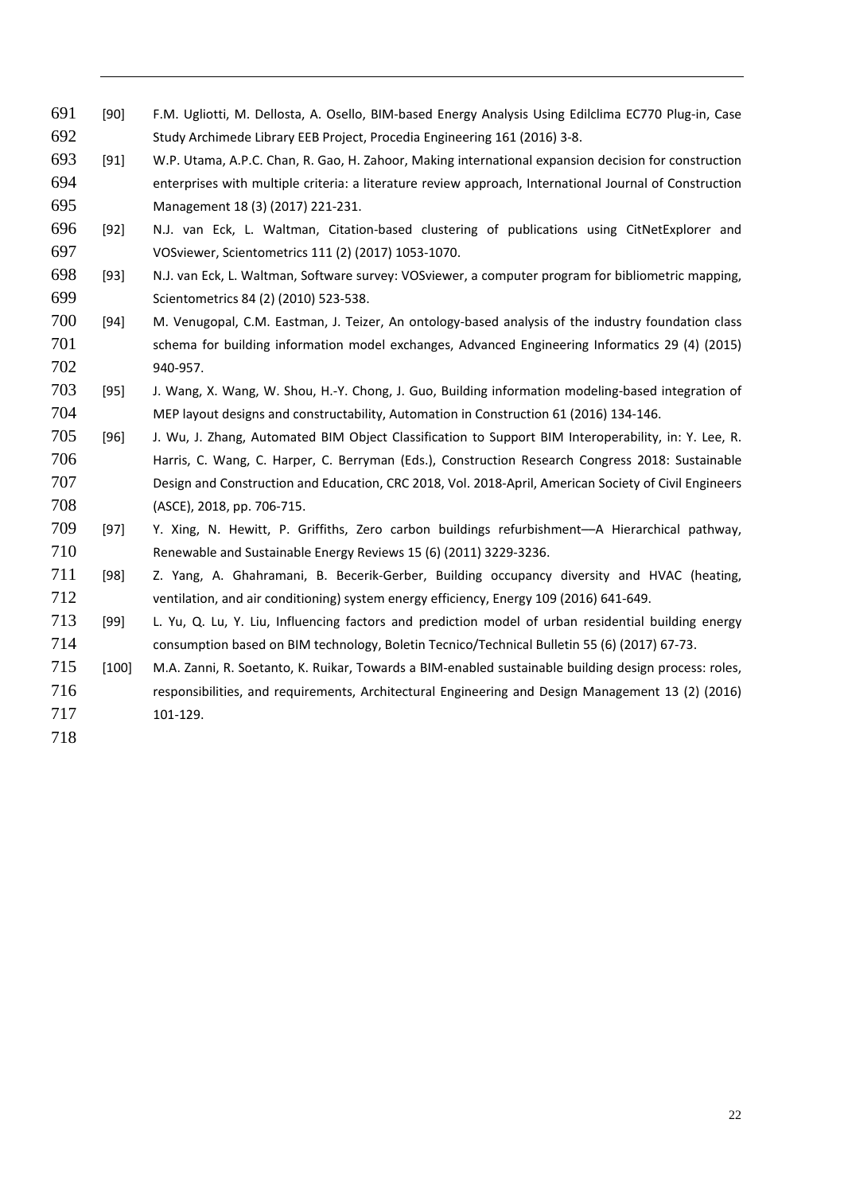[90] F.M. Ugliotti, M. Dellosta, A. Osello, BIM-based Energy Analysis Using Edilclima EC770 Plug-in, Case Study Archimede Library EEB Project, Procedia Engineering 161 (2016) 3-8.

[91] W.P. Utama, A.P.C. Chan, R. Gao, H. Zahoor, Making international expansion decision for construction enterprises with multiple criteria: a literature review approach, International Journal of Construction Management 18 (3) (2017) 221-231.

[92] N.J. van Eck, L. Waltman, Citation-based clustering of publications using CitNetExplorer and VOSviewer, Scientometrics 111 (2) (2017) 1053-1070.

[93] N.J. van Eck, L. Waltman, Software survey: VOSviewer, a computer program for bibliometric mapping, Scientometrics 84 (2) (2010) 523-538.

[94] M. Venugopal, C.M. Eastman, J. Teizer, An ontology-based analysis of the industry foundation class schema for building information model exchanges, Advanced Engineering Informatics 29 (4) (2015) 940-957.

[95] J. Wang, X. Wang, W. Shou, H.-Y. Chong, J. Guo, Building information modeling-based integration of MEP layout designs and constructability, Automation in Construction 61 (2016) 134-146.

[96] J. Wu, J. Zhang, Automated BIM Object Classification to Support BIM Interoperability, in: Y. Lee, R. Harris, C. Wang, C. Harper, C. Berryman (Eds.), Construction Research Congress 2018: Sustainable Design and Construction and Education, CRC 2018, Vol. 2018-April, American Society of Civil Engineers (ASCE), 2018, pp. 706-715.

[97] Y. Xing, N. Hewitt, P. Griffiths, Zero carbon buildings refurbishment—A Hierarchical pathway, Renewable and Sustainable Energy Reviews 15 (6) (2011) 3229-3236.

[98] Z. Yang, A. Ghahramani, B. Becerik-Gerber, Building occupancy diversity and HVAC (heating, ventilation, and air conditioning) system energy efficiency, Energy 109 (2016) 641-649.

[99] L. Yu, Q. Lu, Y. Liu, Influencing factors and prediction model of urban residential building energy consumption based on BIM technology, Boletin Tecnico/Technical Bulletin 55 (6) (2017) 67-73.

[100] M.A. Zanni, R. Soetanto, K. Ruikar, Towards a BIM-enabled sustainable building design process: roles, responsibilities, and requirements, Architectural Engineering and Design Management 13 (2) (2016) 101-129.